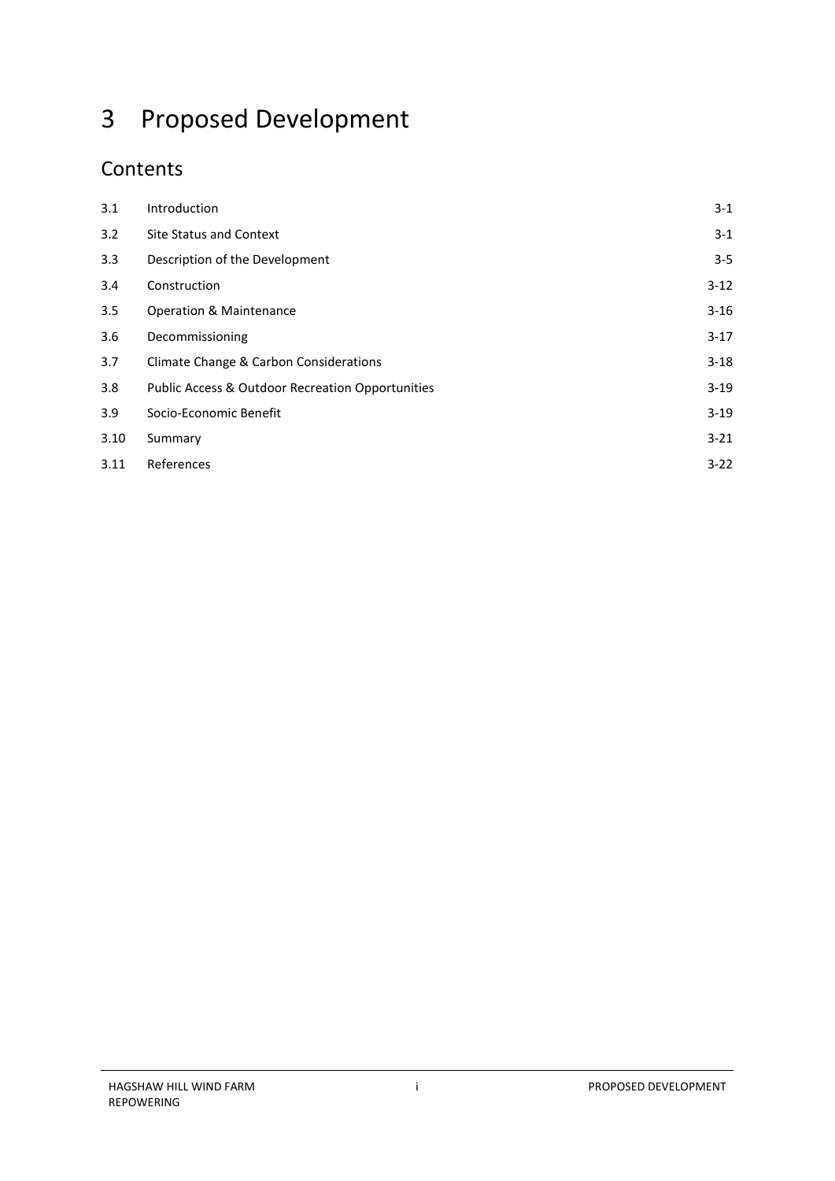# 3 Proposed Development

## Contents

| | | |
|---|---|---|
| 3.1 | Introduction | 3-1 |
| 3.2 | Site Status and Context | 3-1 |
| 3.3 | Description of the Development | 3-5 |
| 3.4 | Construction | 3-12 |
| 3.5 | Operation & Maintenance | 3-16 |
| 3.6 | Decommissioning | 3-17 |
| 3.7 | Climate Change & Carbon Considerations | 3-18 |
| 3.8 | Public Access & Outdoor Recreation Opportunities | 3-19 |
| 3.9 | Socio-Economic Benefit | 3-19 |
| 3.10 | Summary | 3-21 |
| 3.11 | References | 3-22 |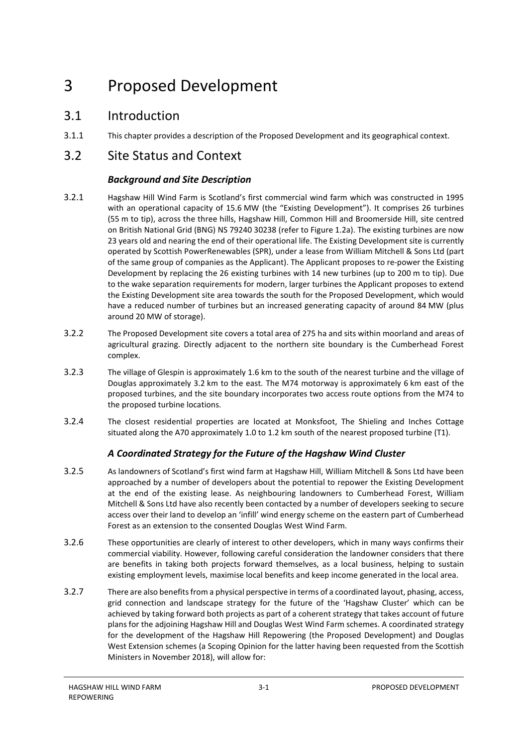# 3 Proposed Development

## 3.1 Introduction

3.1.1 This chapter provides a description of the Proposed Development and its geographical context.

## 3.2 Site Status and Context

### *Background and Site Description*

3.2.1 Hagshaw Hill Wind Farm is Scotland's first commercial wind farm which was constructed in 1995 with an operational capacity of 15.6 MW (the "Existing Development"). It comprises 26 turbines (55 m to tip), across the three hills, Hagshaw Hill, Common Hill and Broomerside Hill, site centred on British National Grid (BNG) NS 79240 30238 (refer to Figure 1.2a). The existing turbines are now 23 years old and nearing the end of their operational life. The Existing Development site is currently operated by Scottish PowerRenewables (SPR), under a lease from William Mitchell & Sons Ltd (part of the same group of companies as the Applicant). The Applicant proposes to re-power the Existing Development by replacing the 26 existing turbines with 14 new turbines (up to 200 m to tip). Due to the wake separation requirements for modern, larger turbines the Applicant proposes to extend the Existing Development site area towards the south for the Proposed Development, which would have a reduced number of turbines but an increased generating capacity of around 84 MW (plus around 20 MW of storage).

3.2.2 The Proposed Development site covers a total area of 275 ha and sits within moorland and areas of agricultural grazing. Directly adjacent to the northern site boundary is the Cumberhead Forest complex.

3.2.3 The village of Glespin is approximately 1.6 km to the south of the nearest turbine and the village of Douglas approximately 3.2 km to the east. The M74 motorway is approximately 6 km east of the proposed turbines, and the site boundary incorporates two access route options from the M74 to the proposed turbine locations.

3.2.4 The closest residential properties are located at Monksfoot, The Shieling and Inches Cottage situated along the A70 approximately 1.0 to 1.2 km south of the nearest proposed turbine (T1).

### *A Coordinated Strategy for the Future of the Hagshaw Wind Cluster*

3.2.5 As landowners of Scotland's first wind farm at Hagshaw Hill, William Mitchell & Sons Ltd have been approached by a number of developers about the potential to repower the Existing Development at the end of the existing lease. As neighbouring landowners to Cumberhead Forest, William Mitchell & Sons Ltd have also recently been contacted by a number of developers seeking to secure access over their land to develop an 'infill' wind energy scheme on the eastern part of Cumberhead Forest as an extension to the consented Douglas West Wind Farm.

3.2.6 These opportunities are clearly of interest to other developers, which in many ways confirms their commercial viability. However, following careful consideration the landowner considers that there are benefits in taking both projects forward themselves, as a local business, helping to sustain existing employment levels, maximise local benefits and keep income generated in the local area.

3.2.7 There are also benefits from a physical perspective in terms of a coordinated layout, phasing, access, grid connection and landscape strategy for the future of the 'Hagshaw Cluster' which can be achieved by taking forward both projects as part of a coherent strategy that takes account of future plans for the adjoining Hagshaw Hill and Douglas West Wind Farm schemes. A coordinated strategy for the development of the Hagshaw Hill Repowering (the Proposed Development) and Douglas West Extension schemes (a Scoping Opinion for the latter having been requested from the Scottish Ministers in November 2018), will allow for: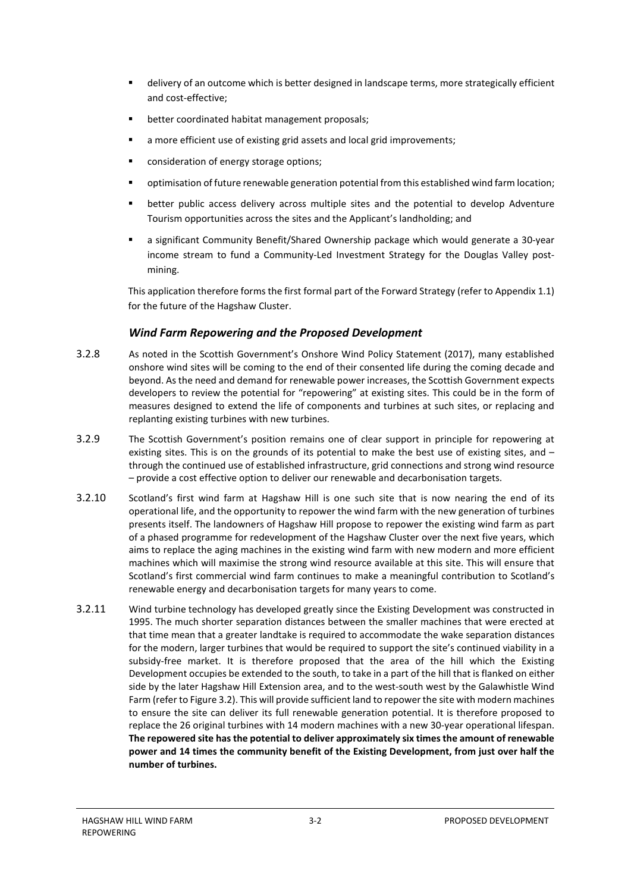- delivery of an outcome which is better designed in landscape terms, more strategically efficient and cost-effective;
- better coordinated habitat management proposals;
- a more efficient use of existing grid assets and local grid improvements;
- consideration of energy storage options;
- optimisation of future renewable generation potential from this established wind farm location;
- better public access delivery across multiple sites and the potential to develop Adventure Tourism opportunities across the sites and the Applicant's landholding; and
- a significant Community Benefit/Shared Ownership package which would generate a 30-year income stream to fund a Community-Led Investment Strategy for the Douglas Valley post-mining.

This application therefore forms the first formal part of the Forward Strategy (refer to Appendix 1.1) for the future of the Hagshaw Cluster.

### *Wind Farm Repowering and the Proposed Development*

3.2.8 As noted in the Scottish Government's Onshore Wind Policy Statement (2017), many established onshore wind sites will be coming to the end of their consented life during the coming decade and beyond. As the need and demand for renewable power increases, the Scottish Government expects developers to review the potential for "repowering" at existing sites. This could be in the form of measures designed to extend the life of components and turbines at such sites, or replacing and replanting existing turbines with new turbines.

3.2.9 The Scottish Government's position remains one of clear support in principle for repowering at existing sites. This is on the grounds of its potential to make the best use of existing sites, and – through the continued use of established infrastructure, grid connections and strong wind resource – provide a cost effective option to deliver our renewable and decarbonisation targets.

3.2.10 Scotland's first wind farm at Hagshaw Hill is one such site that is now nearing the end of its operational life, and the opportunity to repower the wind farm with the new generation of turbines presents itself. The landowners of Hagshaw Hill propose to repower the existing wind farm as part of a phased programme for redevelopment of the Hagshaw Cluster over the next five years, which aims to replace the aging machines in the existing wind farm with new modern and more efficient machines which will maximise the strong wind resource available at this site. This will ensure that Scotland's first commercial wind farm continues to make a meaningful contribution to Scotland's renewable energy and decarbonisation targets for many years to come.

3.2.11 Wind turbine technology has developed greatly since the Existing Development was constructed in 1995. The much shorter separation distances between the smaller machines that were erected at that time mean that a greater landtake is required to accommodate the wake separation distances for the modern, larger turbines that would be required to support the site's continued viability in a subsidy-free market. It is therefore proposed that the area of the hill which the Existing Development occupies be extended to the south, to take in a part of the hill that is flanked on either side by the later Hagshaw Hill Extension area, and to the west-south west by the Galawhistle Wind Farm (refer to Figure 3.2). This will provide sufficient land to repower the site with modern machines to ensure the site can deliver its full renewable generation potential. It is therefore proposed to replace the 26 original turbines with 14 modern machines with a new 30-year operational lifespan. **The repowered site has the potential to deliver approximately six times the amount of renewable power and 14 times the community benefit of the Existing Development, from just over half the number of turbines.**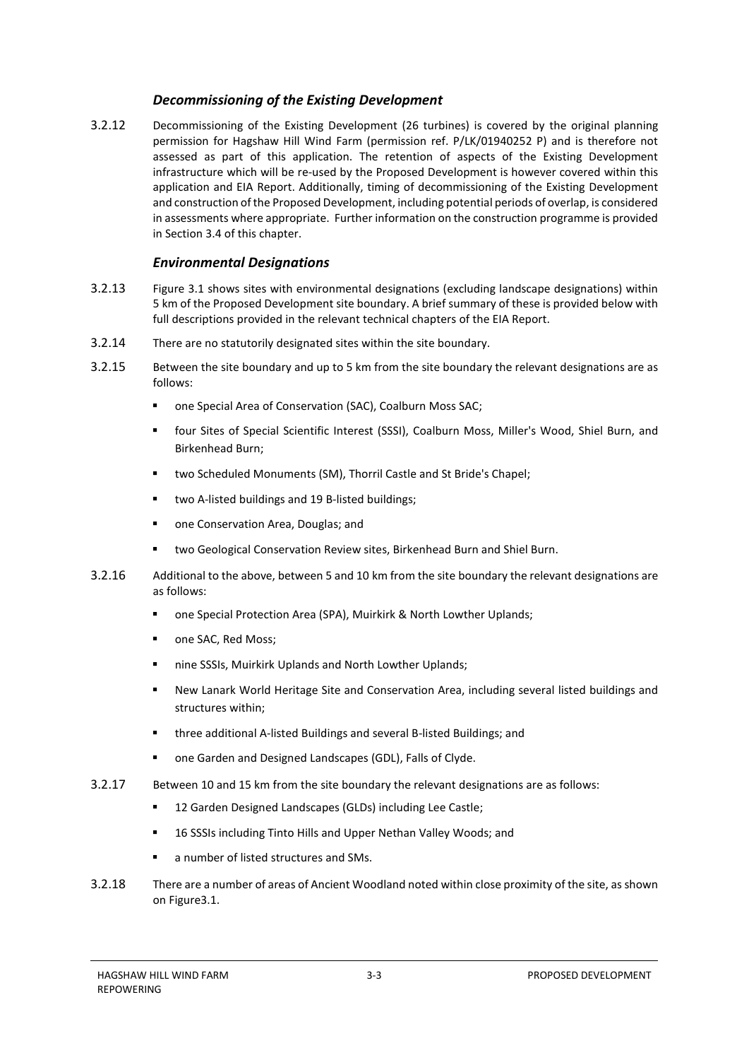### *Decommissioning of the Existing Development*

3.2.12 Decommissioning of the Existing Development (26 turbines) is covered by the original planning permission for Hagshaw Hill Wind Farm (permission ref. P/LK/01940252 P) and is therefore not assessed as part of this application. The retention of aspects of the Existing Development infrastructure which will be re-used by the Proposed Development is however covered within this application and EIA Report. Additionally, timing of decommissioning of the Existing Development and construction of the Proposed Development, including potential periods of overlap, is considered in assessments where appropriate. Further information on the construction programme is provided in Section 3.4 of this chapter.

### *Environmental Designations*

3.2.13 Figure 3.1 shows sites with environmental designations (excluding landscape designations) within 5 km of the Proposed Development site boundary. A brief summary of these is provided below with full descriptions provided in the relevant technical chapters of the EIA Report.

3.2.14 There are no statutorily designated sites within the site boundary.

3.2.15 Between the site boundary and up to 5 km from the site boundary the relevant designations are as follows:

- one Special Area of Conservation (SAC), Coalburn Moss SAC;
- four Sites of Special Scientific Interest (SSSI), Coalburn Moss, Miller's Wood, Shiel Burn, and Birkenhead Burn;
- two Scheduled Monuments (SM), Thorril Castle and St Bride's Chapel;
- two A-listed buildings and 19 B-listed buildings;
- one Conservation Area, Douglas; and
- two Geological Conservation Review sites, Birkenhead Burn and Shiel Burn.

3.2.16 Additional to the above, between 5 and 10 km from the site boundary the relevant designations are as follows:

- one Special Protection Area (SPA), Muirkirk & North Lowther Uplands;
- one SAC, Red Moss;
- nine SSSIs, Muirkirk Uplands and North Lowther Uplands;
- New Lanark World Heritage Site and Conservation Area, including several listed buildings and structures within;
- three additional A-listed Buildings and several B-listed Buildings; and
- one Garden and Designed Landscapes (GDL), Falls of Clyde.

3.2.17 Between 10 and 15 km from the site boundary the relevant designations are as follows:

- 12 Garden Designed Landscapes (GLDs) including Lee Castle;
- 16 SSSIs including Tinto Hills and Upper Nethan Valley Woods; and
- a number of listed structures and SMs.

3.2.18 There are a number of areas of Ancient Woodland noted within close proximity of the site, as shown on Figure3.1.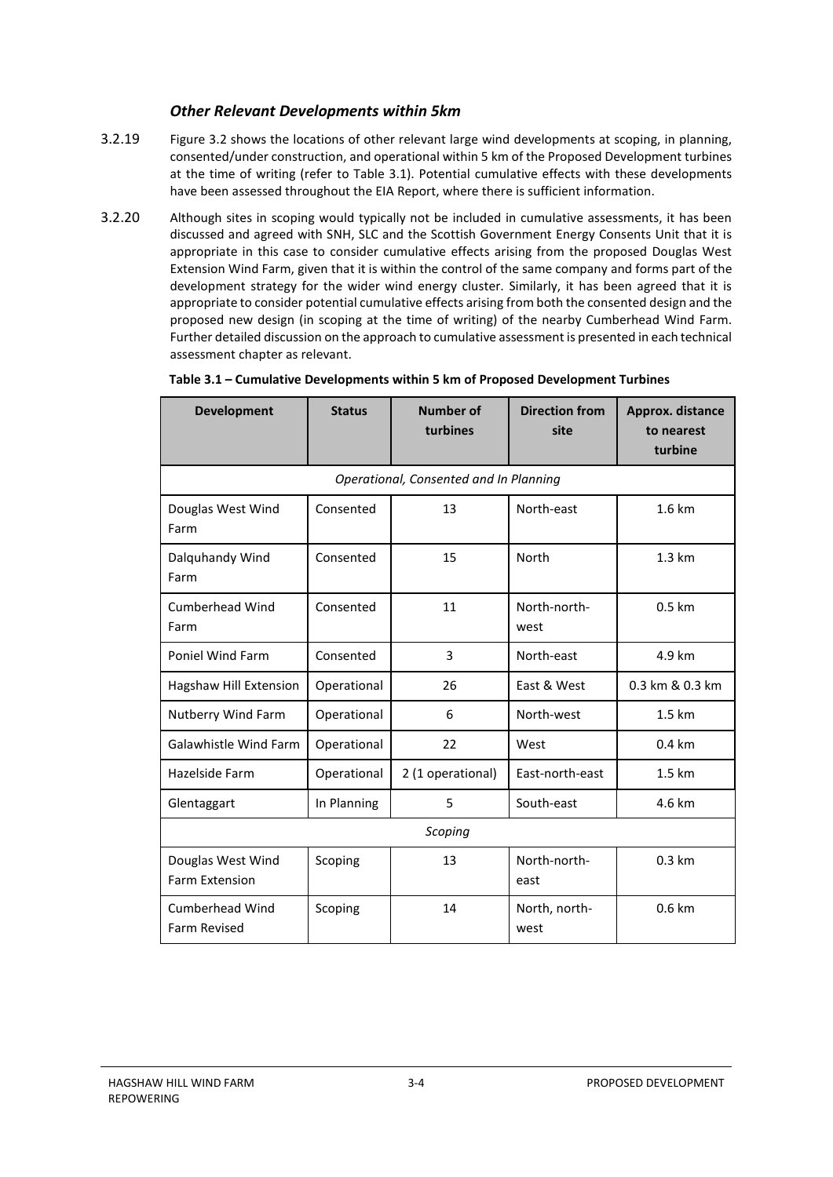### *Other Relevant Developments within 5km*

3.2.19 Figure 3.2 shows the locations of other relevant large wind developments at scoping, in planning, consented/under construction, and operational within 5 km of the Proposed Development turbines at the time of writing (refer to Table 3.1). Potential cumulative effects with these developments have been assessed throughout the EIA Report, where there is sufficient information.

3.2.20 Although sites in scoping would typically not be included in cumulative assessments, it has been discussed and agreed with SNH, SLC and the Scottish Government Energy Consents Unit that it is appropriate in this case to consider cumulative effects arising from the proposed Douglas West Extension Wind Farm, given that it is within the control of the same company and forms part of the development strategy for the wider wind energy cluster. Similarly, it has been agreed that it is appropriate to consider potential cumulative effects arising from both the consented design and the proposed new design (in scoping at the time of writing) of the nearby Cumberhead Wind Farm. Further detailed discussion on the approach to cumulative assessment is presented in each technical assessment chapter as relevant.

**Table 3.1 – Cumulative Developments within 5 km of Proposed Development Turbines**

| Development | Status | Number of turbines | Direction from site | Approx. distance to nearest turbine |
|---|---|---|---|---|
| *Operational, Consented and In Planning* | | | | |
| Douglas West Wind Farm | Consented | 13 | North-east | 1.6 km |
| Dalquhandy Wind Farm | Consented | 15 | North | 1.3 km |
| Cumberhead Wind Farm | Consented | 11 | North-north-west | 0.5 km |
| Poniel Wind Farm | Consented | 3 | North-east | 4.9 km |
| Hagshaw Hill Extension | Operational | 26 | East & West | 0.3 km & 0.3 km |
| Nutberry Wind Farm | Operational | 6 | North-west | 1.5 km |
| Galawhistle Wind Farm | Operational | 22 | West | 0.4 km |
| Hazelside Farm | Operational | 2 (1 operational) | East-north-east | 1.5 km |
| Glentaggart | In Planning | 5 | South-east | 4.6 km |
| *Scoping* | | | | |
| Douglas West Wind Farm Extension | Scoping | 13 | North-north-east | 0.3 km |
| Cumberhead Wind Farm Revised | Scoping | 14 | North, north-west | 0.6 km |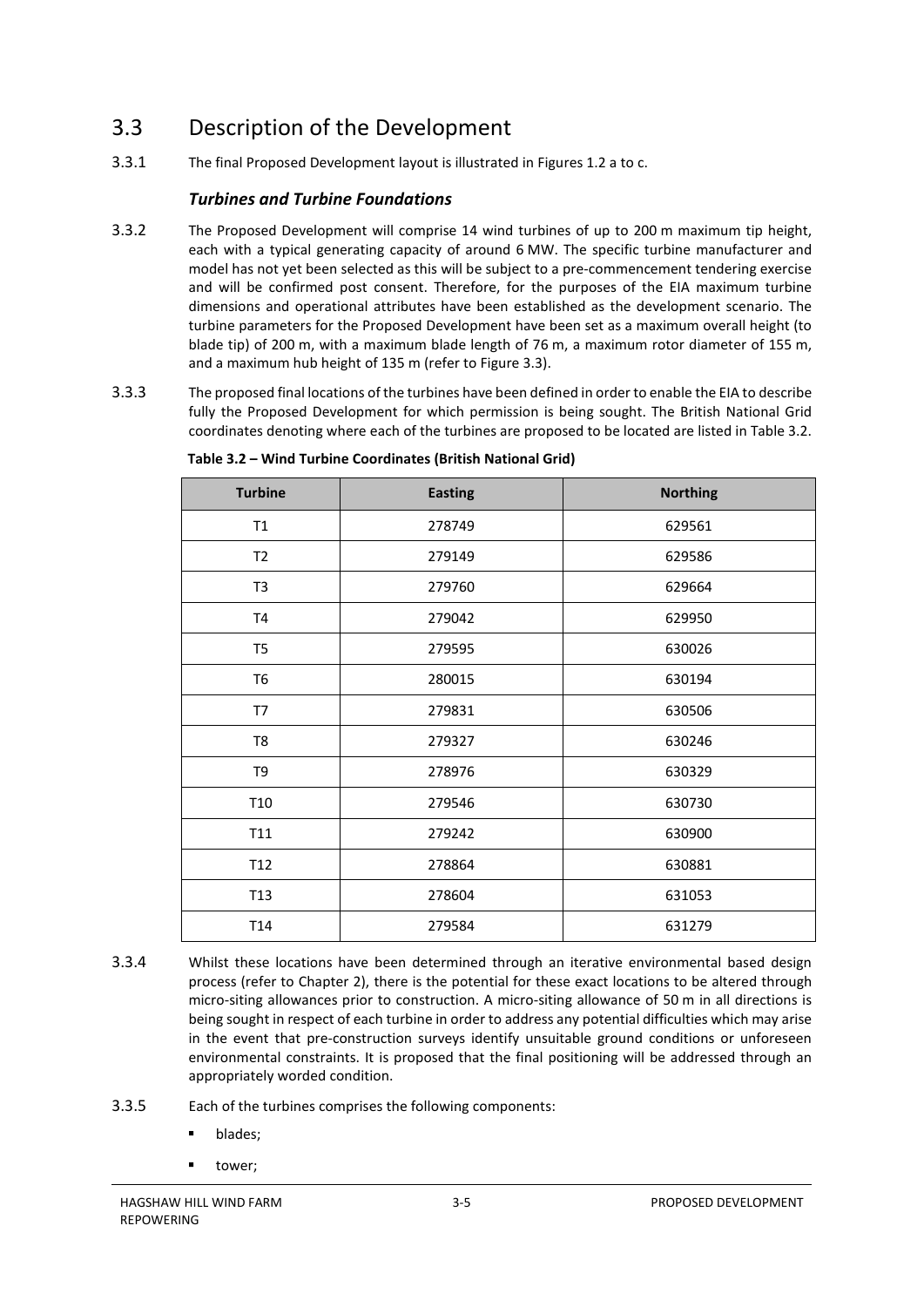## 3.3 Description of the Development

3.3.1 The final Proposed Development layout is illustrated in Figures 1.2 a to c.

### *Turbines and Turbine Foundations*

3.3.2 The Proposed Development will comprise 14 wind turbines of up to 200 m maximum tip height, each with a typical generating capacity of around 6 MW. The specific turbine manufacturer and model has not yet been selected as this will be subject to a pre-commencement tendering exercise and will be confirmed post consent. Therefore, for the purposes of the EIA maximum turbine dimensions and operational attributes have been established as the development scenario. The turbine parameters for the Proposed Development have been set as a maximum overall height (to blade tip) of 200 m, with a maximum blade length of 76 m, a maximum rotor diameter of 155 m, and a maximum hub height of 135 m (refer to Figure 3.3).

3.3.3 The proposed final locations of the turbines have been defined in order to enable the EIA to describe fully the Proposed Development for which permission is being sought. The British National Grid coordinates denoting where each of the turbines are proposed to be located are listed in Table 3.2.

**Table 3.2 – Wind Turbine Coordinates (British National Grid)**

| Turbine | Easting | Northing |
|---|---|---|
| T1 | 278749 | 629561 |
| T2 | 279149 | 629586 |
| T3 | 279760 | 629664 |
| T4 | 279042 | 629950 |
| T5 | 279595 | 630026 |
| T6 | 280015 | 630194 |
| T7 | 279831 | 630506 |
| T8 | 279327 | 630246 |
| T9 | 278976 | 630329 |
| T10 | 279546 | 630730 |
| T11 | 279242 | 630900 |
| T12 | 278864 | 630881 |
| T13 | 278604 | 631053 |
| T14 | 279584 | 631279 |

3.3.4 Whilst these locations have been determined through an iterative environmental based design process (refer to Chapter 2), there is the potential for these exact locations to be altered through micro-siting allowances prior to construction. A micro-siting allowance of 50 m in all directions is being sought in respect of each turbine in order to address any potential difficulties which may arise in the event that pre-construction surveys identify unsuitable ground conditions or unforeseen environmental constraints. It is proposed that the final positioning will be addressed through an appropriately worded condition.

3.3.5 Each of the turbines comprises the following components:

- blades;
- tower;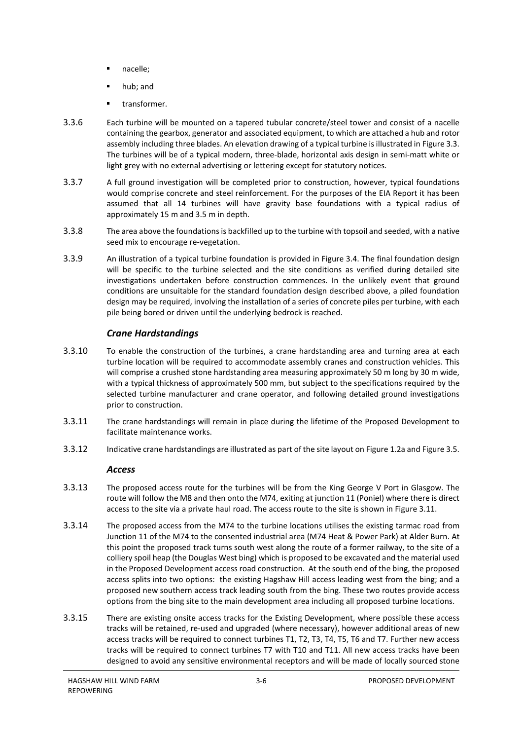- nacelle;
- hub; and
- transformer.

3.3.6 Each turbine will be mounted on a tapered tubular concrete/steel tower and consist of a nacelle containing the gearbox, generator and associated equipment, to which are attached a hub and rotor assembly including three blades. An elevation drawing of a typical turbine is illustrated in Figure 3.3. The turbines will be of a typical modern, three-blade, horizontal axis design in semi-matt white or light grey with no external advertising or lettering except for statutory notices.

3.3.7 A full ground investigation will be completed prior to construction, however, typical foundations would comprise concrete and steel reinforcement. For the purposes of the EIA Report it has been assumed that all 14 turbines will have gravity base foundations with a typical radius of approximately 15 m and 3.5 m in depth.

3.3.8 The area above the foundations is backfilled up to the turbine with topsoil and seeded, with a native seed mix to encourage re-vegetation.

3.3.9 An illustration of a typical turbine foundation is provided in Figure 3.4. The final foundation design will be specific to the turbine selected and the site conditions as verified during detailed site investigations undertaken before construction commences. In the unlikely event that ground conditions are unsuitable for the standard foundation design described above, a piled foundation design may be required, involving the installation of a series of concrete piles per turbine, with each pile being bored or driven until the underlying bedrock is reached.

### *Crane Hardstandings*

3.3.10 To enable the construction of the turbines, a crane hardstanding area and turning area at each turbine location will be required to accommodate assembly cranes and construction vehicles. This will comprise a crushed stone hardstanding area measuring approximately 50 m long by 30 m wide, with a typical thickness of approximately 500 mm, but subject to the specifications required by the selected turbine manufacturer and crane operator, and following detailed ground investigations prior to construction.

3.3.11 The crane hardstandings will remain in place during the lifetime of the Proposed Development to facilitate maintenance works.

3.3.12 Indicative crane hardstandings are illustrated as part of the site layout on Figure 1.2a and Figure 3.5.

### *Access*

3.3.13 The proposed access route for the turbines will be from the King George V Port in Glasgow. The route will follow the M8 and then onto the M74, exiting at junction 11 (Poniel) where there is direct access to the site via a private haul road. The access route to the site is shown in Figure 3.11.

3.3.14 The proposed access from the M74 to the turbine locations utilises the existing tarmac road from Junction 11 of the M74 to the consented industrial area (M74 Heat & Power Park) at Alder Burn. At this point the proposed track turns south west along the route of a former railway, to the site of a colliery spoil heap (the Douglas West bing) which is proposed to be excavated and the material used in the Proposed Development access road construction. At the south end of the bing, the proposed access splits into two options: the existing Hagshaw Hill access leading west from the bing; and a proposed new southern access track leading south from the bing. These two routes provide access options from the bing site to the main development area including all proposed turbine locations.

3.3.15 There are existing onsite access tracks for the Existing Development, where possible these access tracks will be retained, re-used and upgraded (where necessary), however additional areas of new access tracks will be required to connect turbines T1, T2, T3, T4, T5, T6 and T7. Further new access tracks will be required to connect turbines T7 with T10 and T11. All new access tracks have been designed to avoid any sensitive environmental receptors and will be made of locally sourced stone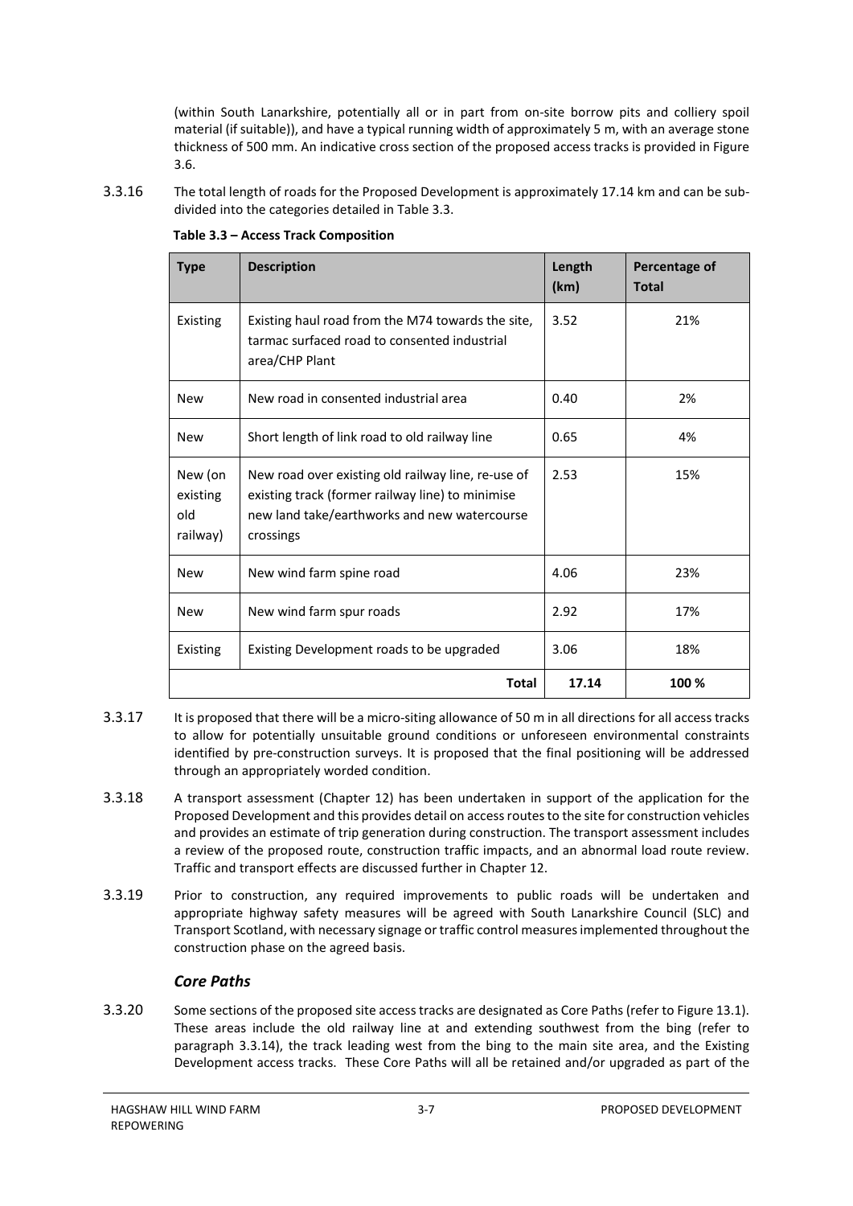(within South Lanarkshire, potentially all or in part from on-site borrow pits and colliery spoil material (if suitable)), and have a typical running width of approximately 5 m, with an average stone thickness of 500 mm. An indicative cross section of the proposed access tracks is provided in Figure 3.6.

3.3.16 The total length of roads for the Proposed Development is approximately 17.14 km and can be sub-divided into the categories detailed in Table 3.3.

**Table 3.3 – Access Track Composition**

| Type | Description | Length (km) | Percentage of Total |
|---|---|---|---|
| Existing | Existing haul road from the M74 towards the site, tarmac surfaced road to consented industrial area/CHP Plant | 3.52 | 21% |
| New | New road in consented industrial area | 0.40 | 2% |
| New | Short length of link road to old railway line | 0.65 | 4% |
| New (on existing old railway) | New road over existing old railway line, re-use of existing track (former railway line) to minimise new land take/earthworks and new watercourse crossings | 2.53 | 15% |
| New | New wind farm spine road | 4.06 | 23% |
| New | New wind farm spur roads | 2.92 | 17% |
| Existing | Existing Development roads to be upgraded | 3.06 | 18% |
| | **Total** | **17.14** | **100 %** |

3.3.17 It is proposed that there will be a micro-siting allowance of 50 m in all directions for all access tracks to allow for potentially unsuitable ground conditions or unforeseen environmental constraints identified by pre-construction surveys. It is proposed that the final positioning will be addressed through an appropriately worded condition.

3.3.18 A transport assessment (Chapter 12) has been undertaken in support of the application for the Proposed Development and this provides detail on access routes to the site for construction vehicles and provides an estimate of trip generation during construction. The transport assessment includes a review of the proposed route, construction traffic impacts, and an abnormal load route review. Traffic and transport effects are discussed further in Chapter 12.

3.3.19 Prior to construction, any required improvements to public roads will be undertaken and appropriate highway safety measures will be agreed with South Lanarkshire Council (SLC) and Transport Scotland, with necessary signage or traffic control measures implemented throughout the construction phase on the agreed basis.

### *Core Paths*

3.3.20 Some sections of the proposed site access tracks are designated as Core Paths (refer to Figure 13.1). These areas include the old railway line at and extending southwest from the bing (refer to paragraph 3.3.14), the track leading west from the bing to the main site area, and the Existing Development access tracks. These Core Paths will all be retained and/or upgraded as part of the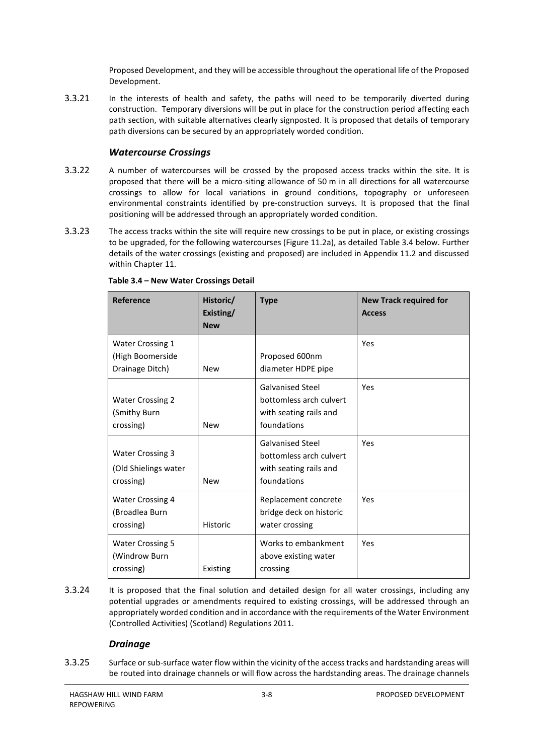Proposed Development, and they will be accessible throughout the operational life of the Proposed Development.

3.3.21 In the interests of health and safety, the paths will need to be temporarily diverted during construction. Temporary diversions will be put in place for the construction period affecting each path section, with suitable alternatives clearly signposted. It is proposed that details of temporary path diversions can be secured by an appropriately worded condition.

### *Watercourse Crossings*

3.3.22 A number of watercourses will be crossed by the proposed access tracks within the site. It is proposed that there will be a micro-siting allowance of 50 m in all directions for all watercourse crossings to allow for local variations in ground conditions, topography or unforeseen environmental constraints identified by pre-construction surveys. It is proposed that the final positioning will be addressed through an appropriately worded condition.

3.3.23 The access tracks within the site will require new crossings to be put in place, or existing crossings to be upgraded, for the following watercourses (Figure 11.2a), as detailed Table 3.4 below. Further details of the water crossings (existing and proposed) are included in Appendix 11.2 and discussed within Chapter 11.

**Table 3.4 – New Water Crossings Detail**

| Reference | Historic/ Existing/ New | Type | New Track required for Access |
|---|---|---|---|
| Water Crossing 1 (High Boomerside Drainage Ditch) | New | Proposed 600nm diameter HDPE pipe | Yes |
| Water Crossing 2 (Smithy Burn crossing) | New | Galvanised Steel bottomless arch culvert with seating rails and foundations | Yes |
| Water Crossing 3 (Old Shielings water crossing) | New | Galvanised Steel bottomless arch culvert with seating rails and foundations | Yes |
| Water Crossing 4 (Broadlea Burn crossing) | Historic | Replacement concrete bridge deck on historic water crossing | Yes |
| Water Crossing 5 (Windrow Burn crossing) | Existing | Works to embankment above existing water crossing | Yes |

3.3.24 It is proposed that the final solution and detailed design for all water crossings, including any potential upgrades or amendments required to existing crossings, will be addressed through an appropriately worded condition and in accordance with the requirements of the Water Environment (Controlled Activities) (Scotland) Regulations 2011.

### *Drainage*

3.3.25 Surface or sub-surface water flow within the vicinity of the access tracks and hardstanding areas will be routed into drainage channels or will flow across the hardstanding areas. The drainage channels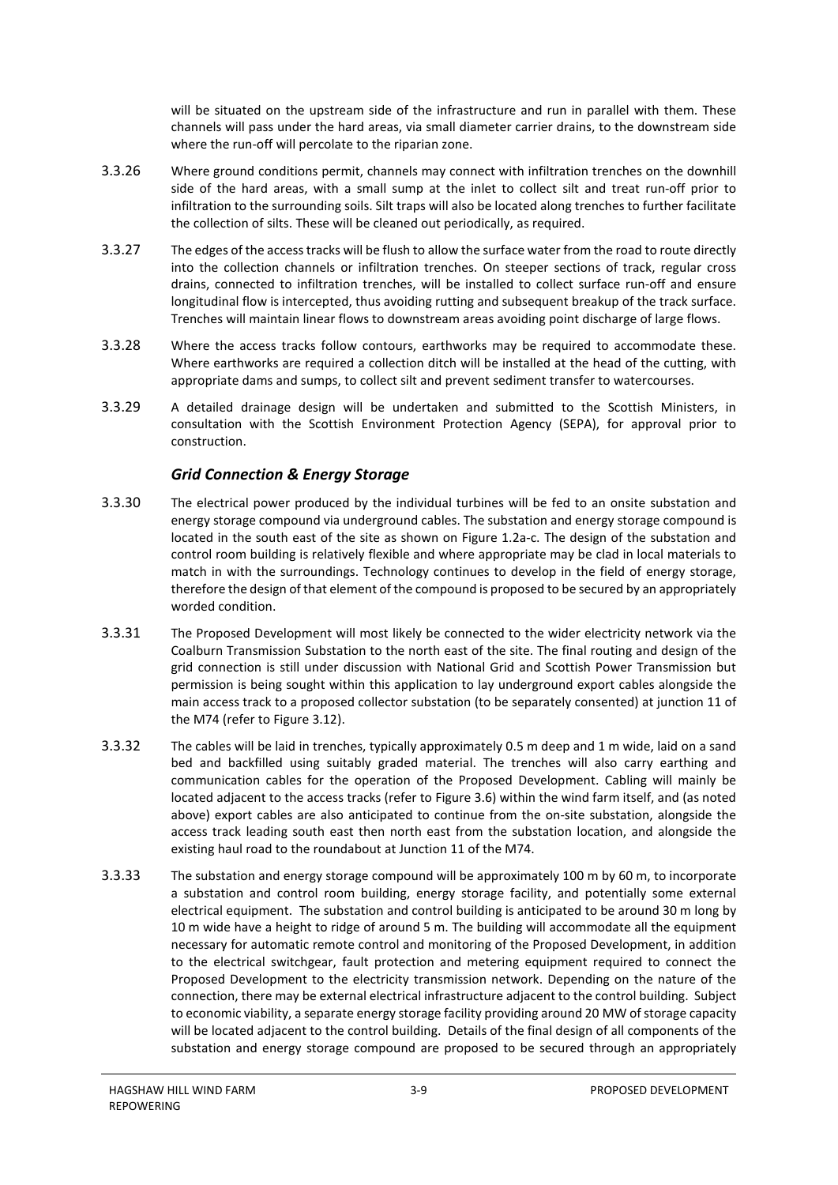will be situated on the upstream side of the infrastructure and run in parallel with them. These channels will pass under the hard areas, via small diameter carrier drains, to the downstream side where the run-off will percolate to the riparian zone.

3.3.26 Where ground conditions permit, channels may connect with infiltration trenches on the downhill side of the hard areas, with a small sump at the inlet to collect silt and treat run-off prior to infiltration to the surrounding soils. Silt traps will also be located along trenches to further facilitate the collection of silts. These will be cleaned out periodically, as required.

3.3.27 The edges of the access tracks will be flush to allow the surface water from the road to route directly into the collection channels or infiltration trenches. On steeper sections of track, regular cross drains, connected to infiltration trenches, will be installed to collect surface run-off and ensure longitudinal flow is intercepted, thus avoiding rutting and subsequent breakup of the track surface. Trenches will maintain linear flows to downstream areas avoiding point discharge of large flows.

3.3.28 Where the access tracks follow contours, earthworks may be required to accommodate these. Where earthworks are required a collection ditch will be installed at the head of the cutting, with appropriate dams and sumps, to collect silt and prevent sediment transfer to watercourses.

3.3.29 A detailed drainage design will be undertaken and submitted to the Scottish Ministers, in consultation with the Scottish Environment Protection Agency (SEPA), for approval prior to construction.

### *Grid Connection & Energy Storage*

3.3.30 The electrical power produced by the individual turbines will be fed to an onsite substation and energy storage compound via underground cables. The substation and energy storage compound is located in the south east of the site as shown on Figure 1.2a-c. The design of the substation and control room building is relatively flexible and where appropriate may be clad in local materials to match in with the surroundings. Technology continues to develop in the field of energy storage, therefore the design of that element of the compound is proposed to be secured by an appropriately worded condition.

3.3.31 The Proposed Development will most likely be connected to the wider electricity network via the Coalburn Transmission Substation to the north east of the site. The final routing and design of the grid connection is still under discussion with National Grid and Scottish Power Transmission but permission is being sought within this application to lay underground export cables alongside the main access track to a proposed collector substation (to be separately consented) at junction 11 of the M74 (refer to Figure 3.12).

3.3.32 The cables will be laid in trenches, typically approximately 0.5 m deep and 1 m wide, laid on a sand bed and backfilled using suitably graded material. The trenches will also carry earthing and communication cables for the operation of the Proposed Development. Cabling will mainly be located adjacent to the access tracks (refer to Figure 3.6) within the wind farm itself, and (as noted above) export cables are also anticipated to continue from the on-site substation, alongside the access track leading south east then north east from the substation location, and alongside the existing haul road to the roundabout at Junction 11 of the M74.

3.3.33 The substation and energy storage compound will be approximately 100 m by 60 m, to incorporate a substation and control room building, energy storage facility, and potentially some external electrical equipment. The substation and control building is anticipated to be around 30 m long by 10 m wide have a height to ridge of around 5 m. The building will accommodate all the equipment necessary for automatic remote control and monitoring of the Proposed Development, in addition to the electrical switchgear, fault protection and metering equipment required to connect the Proposed Development to the electricity transmission network. Depending on the nature of the connection, there may be external electrical infrastructure adjacent to the control building. Subject to economic viability, a separate energy storage facility providing around 20 MW of storage capacity will be located adjacent to the control building. Details of the final design of all components of the substation and energy storage compound are proposed to be secured through an appropriately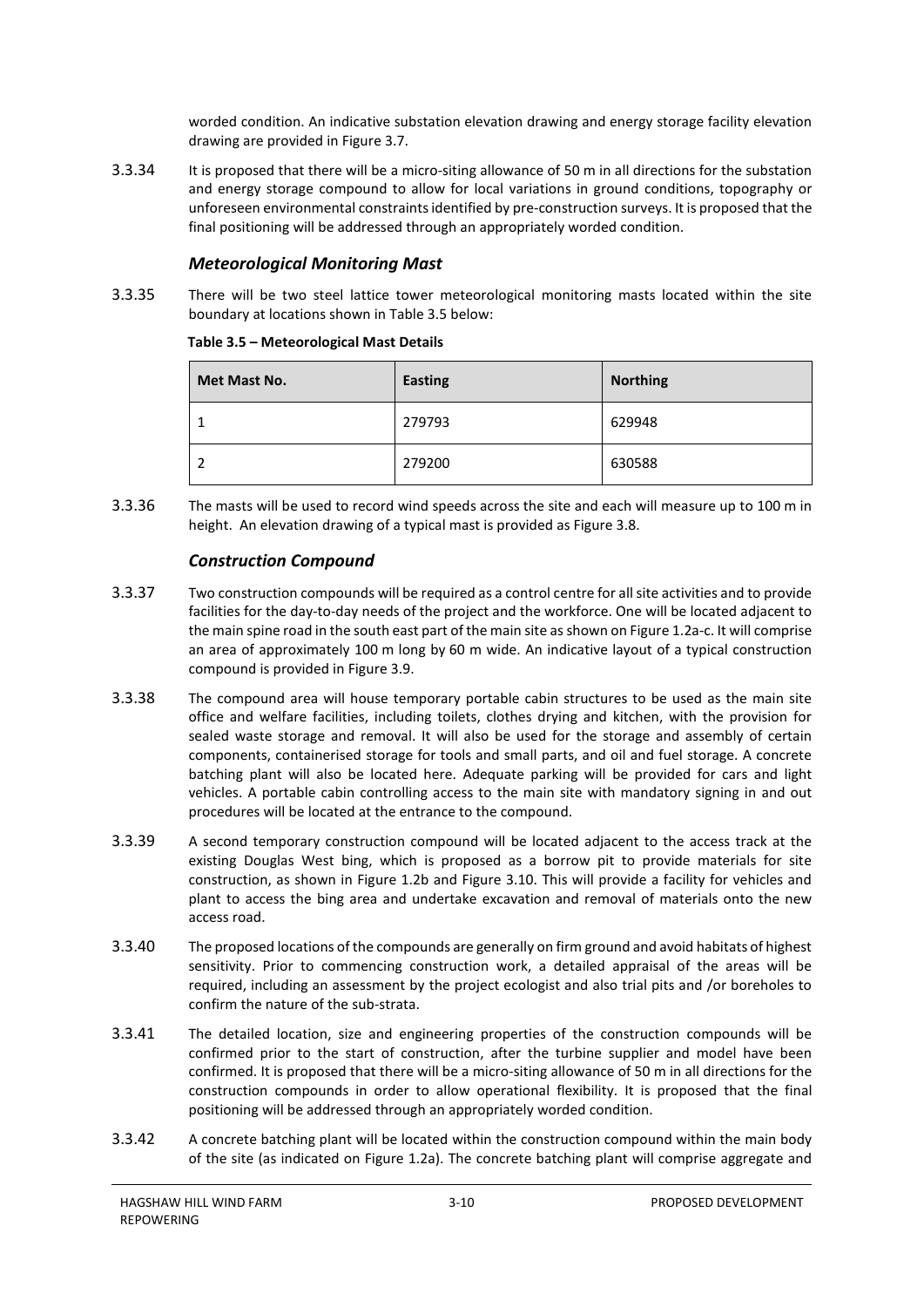worded condition. An indicative substation elevation drawing and energy storage facility elevation drawing are provided in Figure 3.7.

3.3.34 It is proposed that there will be a micro-siting allowance of 50 m in all directions for the substation and energy storage compound to allow for local variations in ground conditions, topography or unforeseen environmental constraints identified by pre-construction surveys. It is proposed that the final positioning will be addressed through an appropriately worded condition.

### *Meteorological Monitoring Mast*

3.3.35 There will be two steel lattice tower meteorological monitoring masts located within the site boundary at locations shown in Table 3.5 below:

**Table 3.5 – Meteorological Mast Details**

| Met Mast No. | Easting | Northing |
|---|---|---|
| 1 | 279793 | 629948 |
| 2 | 279200 | 630588 |

3.3.36 The masts will be used to record wind speeds across the site and each will measure up to 100 m in height. An elevation drawing of a typical mast is provided as Figure 3.8.

### *Construction Compound*

3.3.37 Two construction compounds will be required as a control centre for all site activities and to provide facilities for the day-to-day needs of the project and the workforce. One will be located adjacent to the main spine road in the south east part of the main site as shown on Figure 1.2a-c. It will comprise an area of approximately 100 m long by 60 m wide. An indicative layout of a typical construction compound is provided in Figure 3.9.

3.3.38 The compound area will house temporary portable cabin structures to be used as the main site office and welfare facilities, including toilets, clothes drying and kitchen, with the provision for sealed waste storage and removal. It will also be used for the storage and assembly of certain components, containerised storage for tools and small parts, and oil and fuel storage. A concrete batching plant will also be located here. Adequate parking will be provided for cars and light vehicles. A portable cabin controlling access to the main site with mandatory signing in and out procedures will be located at the entrance to the compound.

3.3.39 A second temporary construction compound will be located adjacent to the access track at the existing Douglas West bing, which is proposed as a borrow pit to provide materials for site construction, as shown in Figure 1.2b and Figure 3.10. This will provide a facility for vehicles and plant to access the bing area and undertake excavation and removal of materials onto the new access road.

3.3.40 The proposed locations of the compounds are generally on firm ground and avoid habitats of highest sensitivity. Prior to commencing construction work, a detailed appraisal of the areas will be required, including an assessment by the project ecologist and also trial pits and /or boreholes to confirm the nature of the sub-strata.

3.3.41 The detailed location, size and engineering properties of the construction compounds will be confirmed prior to the start of construction, after the turbine supplier and model have been confirmed. It is proposed that there will be a micro-siting allowance of 50 m in all directions for the construction compounds in order to allow operational flexibility. It is proposed that the final positioning will be addressed through an appropriately worded condition.

3.3.42 A concrete batching plant will be located within the construction compound within the main body of the site (as indicated on Figure 1.2a). The concrete batching plant will comprise aggregate and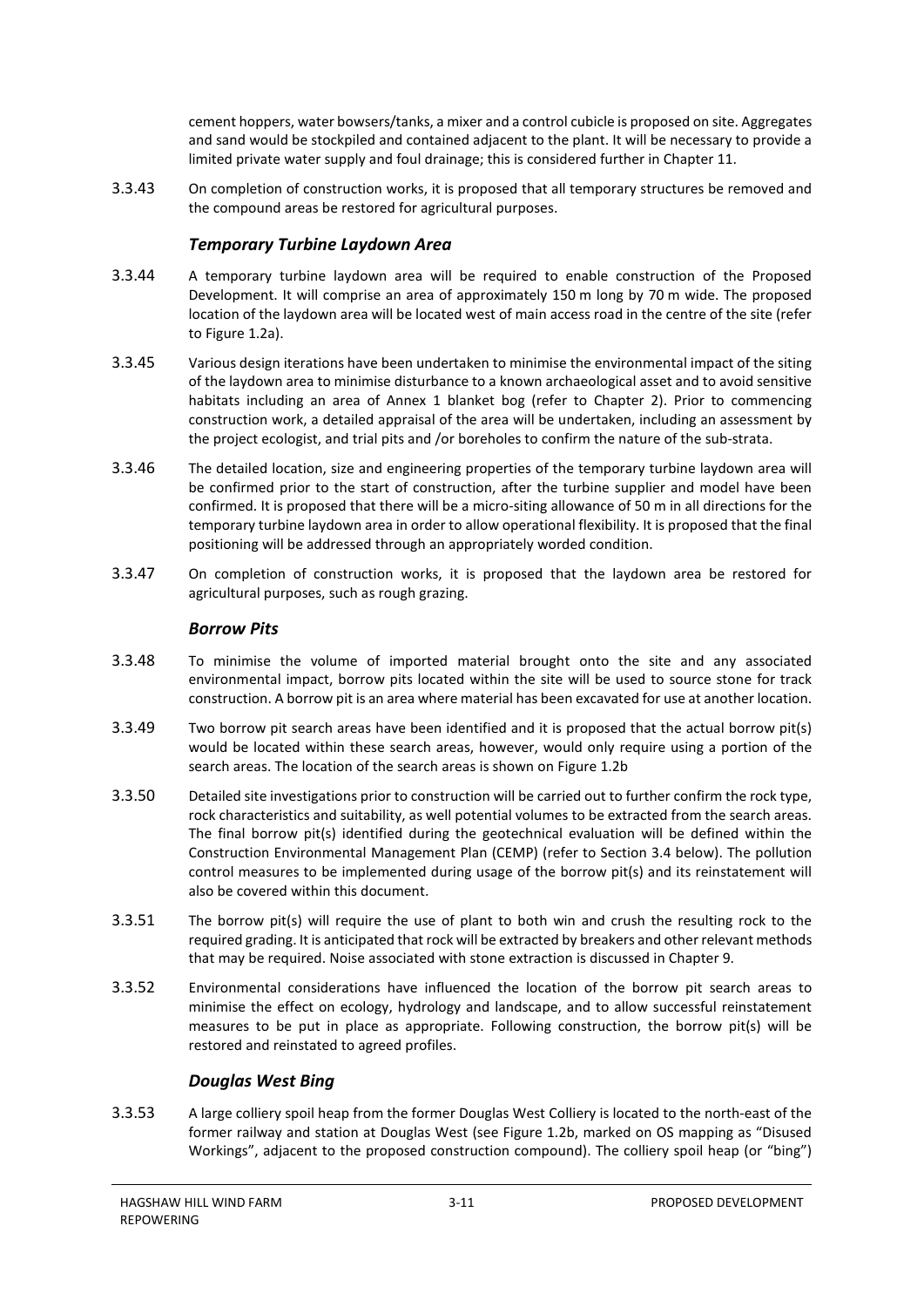cement hoppers, water bowsers/tanks, a mixer and a control cubicle is proposed on site. Aggregates and sand would be stockpiled and contained adjacent to the plant. It will be necessary to provide a limited private water supply and foul drainage; this is considered further in Chapter 11.

3.3.43 On completion of construction works, it is proposed that all temporary structures be removed and the compound areas be restored for agricultural purposes.

### *Temporary Turbine Laydown Area*

3.3.44 A temporary turbine laydown area will be required to enable construction of the Proposed Development. It will comprise an area of approximately 150 m long by 70 m wide. The proposed location of the laydown area will be located west of main access road in the centre of the site (refer to Figure 1.2a).

3.3.45 Various design iterations have been undertaken to minimise the environmental impact of the siting of the laydown area to minimise disturbance to a known archaeological asset and to avoid sensitive habitats including an area of Annex 1 blanket bog (refer to Chapter 2). Prior to commencing construction work, a detailed appraisal of the area will be undertaken, including an assessment by the project ecologist, and trial pits and /or boreholes to confirm the nature of the sub-strata.

3.3.46 The detailed location, size and engineering properties of the temporary turbine laydown area will be confirmed prior to the start of construction, after the turbine supplier and model have been confirmed. It is proposed that there will be a micro-siting allowance of 50 m in all directions for the temporary turbine laydown area in order to allow operational flexibility. It is proposed that the final positioning will be addressed through an appropriately worded condition.

3.3.47 On completion of construction works, it is proposed that the laydown area be restored for agricultural purposes, such as rough grazing.

### *Borrow Pits*

3.3.48 To minimise the volume of imported material brought onto the site and any associated environmental impact, borrow pits located within the site will be used to source stone for track construction. A borrow pit is an area where material has been excavated for use at another location.

3.3.49 Two borrow pit search areas have been identified and it is proposed that the actual borrow pit(s) would be located within these search areas, however, would only require using a portion of the search areas. The location of the search areas is shown on Figure 1.2b

3.3.50 Detailed site investigations prior to construction will be carried out to further confirm the rock type, rock characteristics and suitability, as well potential volumes to be extracted from the search areas. The final borrow pit(s) identified during the geotechnical evaluation will be defined within the Construction Environmental Management Plan (CEMP) (refer to Section 3.4 below). The pollution control measures to be implemented during usage of the borrow pit(s) and its reinstatement will also be covered within this document.

3.3.51 The borrow pit(s) will require the use of plant to both win and crush the resulting rock to the required grading. It is anticipated that rock will be extracted by breakers and other relevant methods that may be required. Noise associated with stone extraction is discussed in Chapter 9.

3.3.52 Environmental considerations have influenced the location of the borrow pit search areas to minimise the effect on ecology, hydrology and landscape, and to allow successful reinstatement measures to be put in place as appropriate. Following construction, the borrow pit(s) will be restored and reinstated to agreed profiles.

### *Douglas West Bing*

3.3.53 A large colliery spoil heap from the former Douglas West Colliery is located to the north-east of the former railway and station at Douglas West (see Figure 1.2b, marked on OS mapping as "Disused Workings", adjacent to the proposed construction compound). The colliery spoil heap (or "bing")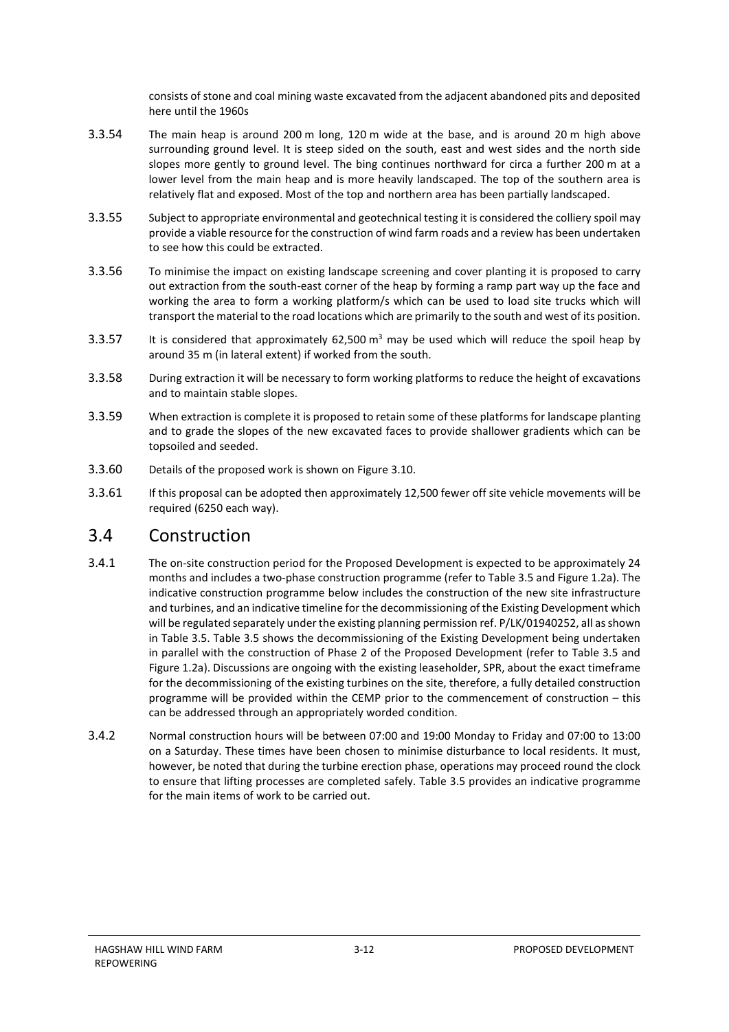consists of stone and coal mining waste excavated from the adjacent abandoned pits and deposited here until the 1960s

3.3.54 The main heap is around 200 m long, 120 m wide at the base, and is around 20 m high above surrounding ground level. It is steep sided on the south, east and west sides and the north side slopes more gently to ground level. The bing continues northward for circa a further 200 m at a lower level from the main heap and is more heavily landscaped. The top of the southern area is relatively flat and exposed. Most of the top and northern area has been partially landscaped.

3.3.55 Subject to appropriate environmental and geotechnical testing it is considered the colliery spoil may provide a viable resource for the construction of wind farm roads and a review has been undertaken to see how this could be extracted.

3.3.56 To minimise the impact on existing landscape screening and cover planting it is proposed to carry out extraction from the south-east corner of the heap by forming a ramp part way up the face and working the area to form a working platform/s which can be used to load site trucks which will transport the material to the road locations which are primarily to the south and west of its position.

3.3.57 It is considered that approximately 62,500 m$^3$ may be used which will reduce the spoil heap by around 35 m (in lateral extent) if worked from the south.

3.3.58 During extraction it will be necessary to form working platforms to reduce the height of excavations and to maintain stable slopes.

3.3.59 When extraction is complete it is proposed to retain some of these platforms for landscape planting and to grade the slopes of the new excavated faces to provide shallower gradients which can be topsoiled and seeded.

3.3.60 Details of the proposed work is shown on Figure 3.10.

3.3.61 If this proposal can be adopted then approximately 12,500 fewer off site vehicle movements will be required (6250 each way).

## 3.4 Construction

3.4.1 The on-site construction period for the Proposed Development is expected to be approximately 24 months and includes a two-phase construction programme (refer to Table 3.5 and Figure 1.2a). The indicative construction programme below includes the construction of the new site infrastructure and turbines, and an indicative timeline for the decommissioning of the Existing Development which will be regulated separately under the existing planning permission ref. P/LK/01940252, all as shown in Table 3.5. Table 3.5 shows the decommissioning of the Existing Development being undertaken in parallel with the construction of Phase 2 of the Proposed Development (refer to Table 3.5 and Figure 1.2a). Discussions are ongoing with the existing leaseholder, SPR, about the exact timeframe for the decommissioning of the existing turbines on the site, therefore, a fully detailed construction programme will be provided within the CEMP prior to the commencement of construction – this can be addressed through an appropriately worded condition.

3.4.2 Normal construction hours will be between 07:00 and 19:00 Monday to Friday and 07:00 to 13:00 on a Saturday. These times have been chosen to minimise disturbance to local residents. It must, however, be noted that during the turbine erection phase, operations may proceed round the clock to ensure that lifting processes are completed safely. Table 3.5 provides an indicative programme for the main items of work to be carried out.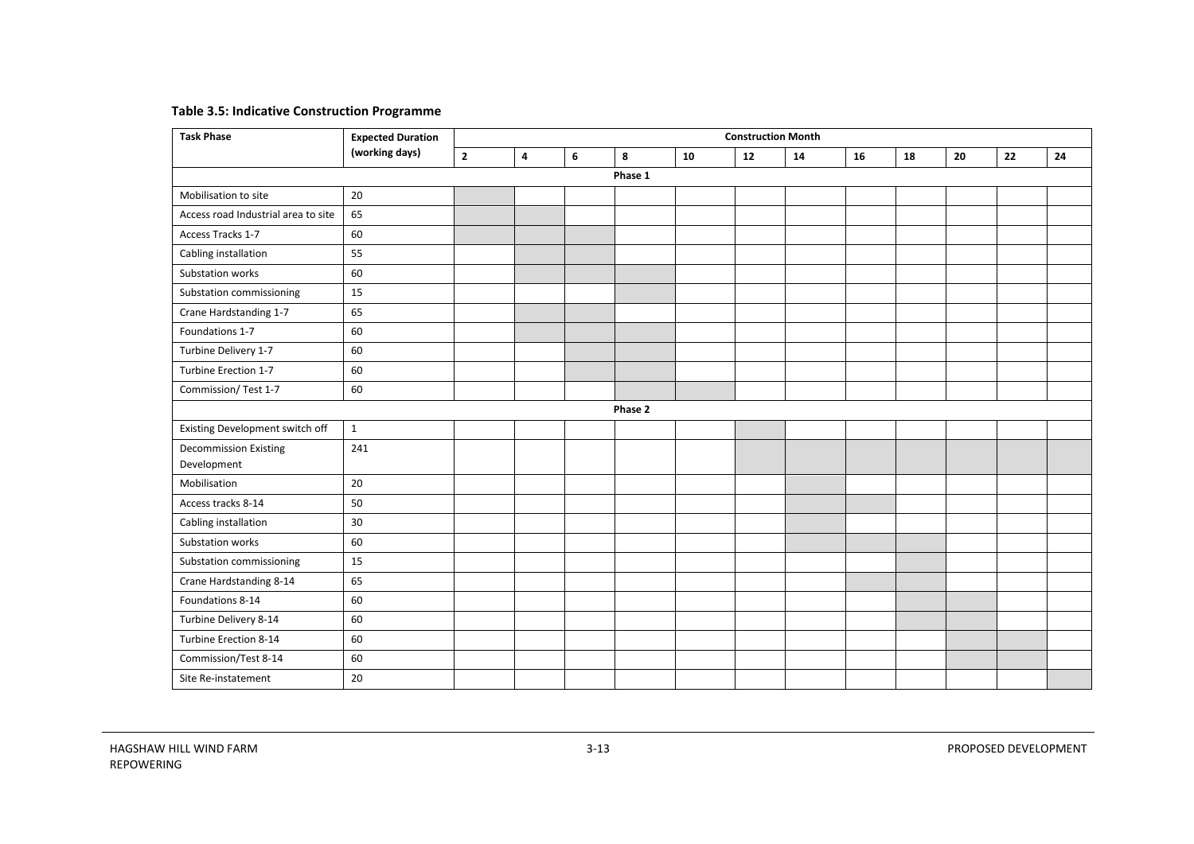**Table 3.5: Indicative Construction Programme**

| Task Phase | Expected Duration (working days) | Construction Month | | | | | | | | | | | |
|---|---|---|---|---|---|---|---|---|---|---|---|---|---|
| | | 2 | 4 | 6 | 8 | 10 | 12 | 14 | 16 | 18 | 20 | 22 | 24 |
| **Phase 1** | | | | | | | | | | | | | |
| Mobilisation to site | 20 | ■ | | | | | | | | | | | |
| Access road Industrial area to site | 65 | ■ | ■ | | | | | | | | | | |
| Access Tracks 1-7 | 60 | ■ | ■ | ■ | | | | | | | | | |
| Cabling installation | 55 | | ■ | ■ | | | | | | | | | |
| Substation works | 60 | | ■ | ■ | ■ | | | | | | | | |
| Substation commissioning | 15 | | | | ■ | | | | | | | | |
| Crane Hardstanding 1-7 | 65 | | ■ | ■ | | | | | | | | | |
| Foundations 1-7 | 60 | | ■ | ■ | ■ | | | | | | | | |
| Turbine Delivery 1-7 | 60 | | | ■ | ■ | | | | | | | | |
| Turbine Erection 1-7 | 60 | | | ■ | ■ | | | | | | | | |
| Commission/ Test 1-7 | 60 | | | | ■ | ■ | | | | | | | |
| **Phase 2** | | | | | | | | | | | | | |
| Existing Development switch off | 1 | | | | | | ■ | | | | | | |
| Decommission Existing Development | 241 | | | | | | ■ | ■ | ■ | ■ | ■ | ■ | ■ |
| Mobilisation | 20 | | | | | | | ■ | | | | | |
| Access tracks 8-14 | 50 | | | | | | | ■ | ■ | | | | |
| Cabling installation | 30 | | | | | | | ■ | | | | | |
| Substation works | 60 | | | | | | | ■ | ■ | ■ | | | |
| Substation commissioning | 15 | | | | | | | | | ■ | | | |
| Crane Hardstanding 8-14 | 65 | | | | | | | | ■ | ■ | | | |
| Foundations 8-14 | 60 | | | | | | | | | ■ | ■ | | |
| Turbine Delivery 8-14 | 60 | | | | | | | | | ■ | ■ | | |
| Turbine Erection 8-14 | 60 | | | | | | | | | | ■ | ■ | |
| Commission/Test 8-14 | 60 | | | | | | | | | | ■ | ■ | |
| Site Re-instatement | 20 | | | | | | | | | | | | ■ |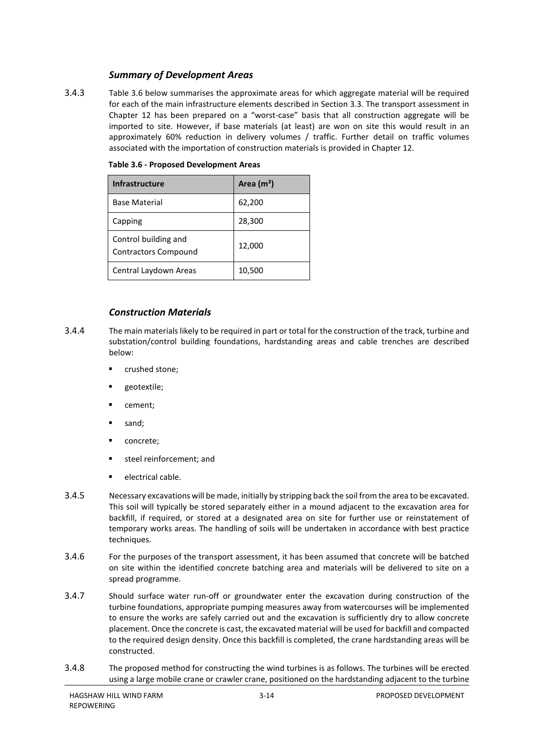### *Summary of Development Areas*

3.4.3 Table 3.6 below summarises the approximate areas for which aggregate material will be required for each of the main infrastructure elements described in Section 3.3. The transport assessment in Chapter 12 has been prepared on a "worst-case" basis that all construction aggregate will be imported to site. However, if base materials (at least) are won on site this would result in an approximately 60% reduction in delivery volumes / traffic. Further detail on traffic volumes associated with the importation of construction materials is provided in Chapter 12.

**Table 3.6 - Proposed Development Areas**

| Infrastructure | Area ($m^2$) |
|---|---|
| Base Material | 62,200 |
| Capping | 28,300 |
| Control building and Contractors Compound | 12,000 |
| Central Laydown Areas | 10,500 |

### *Construction Materials*

3.4.4 The main materials likely to be required in part or total for the construction of the track, turbine and substation/control building foundations, hardstanding areas and cable trenches are described below:

- crushed stone;
- geotextile;
- cement;
- sand;
- concrete;
- steel reinforcement; and
- electrical cable.

3.4.5 Necessary excavations will be made, initially by stripping back the soil from the area to be excavated. This soil will typically be stored separately either in a mound adjacent to the excavation area for backfill, if required, or stored at a designated area on site for further use or reinstatement of temporary works areas. The handling of soils will be undertaken in accordance with best practice techniques.

3.4.6 For the purposes of the transport assessment, it has been assumed that concrete will be batched on site within the identified concrete batching area and materials will be delivered to site on a spread programme.

3.4.7 Should surface water run-off or groundwater enter the excavation during construction of the turbine foundations, appropriate pumping measures away from watercourses will be implemented to ensure the works are safely carried out and the excavation is sufficiently dry to allow concrete placement. Once the concrete is cast, the excavated material will be used for backfill and compacted to the required design density. Once this backfill is completed, the crane hardstanding areas will be constructed.

3.4.8 The proposed method for constructing the wind turbines is as follows. The turbines will be erected using a large mobile crane or crawler crane, positioned on the hardstanding adjacent to the turbine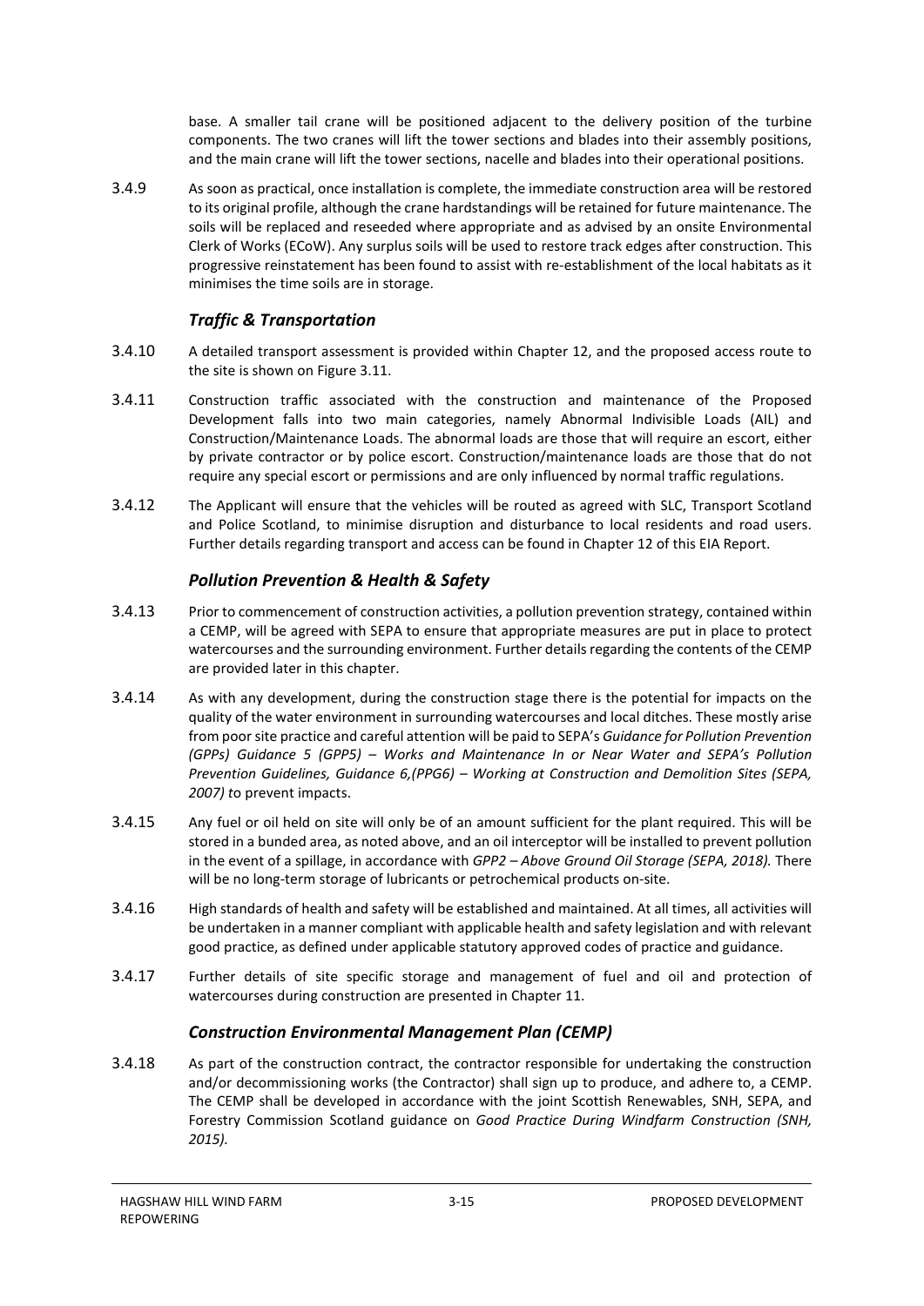base. A smaller tail crane will be positioned adjacent to the delivery position of the turbine components. The two cranes will lift the tower sections and blades into their assembly positions, and the main crane will lift the tower sections, nacelle and blades into their operational positions.

3.4.9 As soon as practical, once installation is complete, the immediate construction area will be restored to its original profile, although the crane hardstandings will be retained for future maintenance. The soils will be replaced and reseeded where appropriate and as advised by an onsite Environmental Clerk of Works (ECoW). Any surplus soils will be used to restore track edges after construction. This progressive reinstatement has been found to assist with re-establishment of the local habitats as it minimises the time soils are in storage.

### *Traffic & Transportation*

3.4.10 A detailed transport assessment is provided within Chapter 12, and the proposed access route to the site is shown on Figure 3.11.

3.4.11 Construction traffic associated with the construction and maintenance of the Proposed Development falls into two main categories, namely Abnormal Indivisible Loads (AIL) and Construction/Maintenance Loads. The abnormal loads are those that will require an escort, either by private contractor or by police escort. Construction/maintenance loads are those that do not require any special escort or permissions and are only influenced by normal traffic regulations.

3.4.12 The Applicant will ensure that the vehicles will be routed as agreed with SLC, Transport Scotland and Police Scotland, to minimise disruption and disturbance to local residents and road users. Further details regarding transport and access can be found in Chapter 12 of this EIA Report.

### *Pollution Prevention & Health & Safety*

3.4.13 Prior to commencement of construction activities, a pollution prevention strategy, contained within a CEMP, will be agreed with SEPA to ensure that appropriate measures are put in place to protect watercourses and the surrounding environment. Further details regarding the contents of the CEMP are provided later in this chapter.

3.4.14 As with any development, during the construction stage there is the potential for impacts on the quality of the water environment in surrounding watercourses and local ditches. These mostly arise from poor site practice and careful attention will be paid to SEPA's *Guidance for Pollution Prevention (GPPs) Guidance 5 (GPP5) – Works and Maintenance In or Near Water and SEPA's Pollution Prevention Guidelines, Guidance 6,(PPG6) – Working at Construction and Demolition Sites (SEPA, 2007) t*o prevent impacts.

3.4.15 Any fuel or oil held on site will only be of an amount sufficient for the plant required. This will be stored in a bunded area, as noted above, and an oil interceptor will be installed to prevent pollution in the event of a spillage, in accordance with *GPP2 – Above Ground Oil Storage (SEPA, 2018).* There will be no long-term storage of lubricants or petrochemical products on-site.

3.4.16 High standards of health and safety will be established and maintained. At all times, all activities will be undertaken in a manner compliant with applicable health and safety legislation and with relevant good practice, as defined under applicable statutory approved codes of practice and guidance.

3.4.17 Further details of site specific storage and management of fuel and oil and protection of watercourses during construction are presented in Chapter 11.

### *Construction Environmental Management Plan (CEMP)*

3.4.18 As part of the construction contract, the contractor responsible for undertaking the construction and/or decommissioning works (the Contractor) shall sign up to produce, and adhere to, a CEMP. The CEMP shall be developed in accordance with the joint Scottish Renewables, SNH, SEPA, and Forestry Commission Scotland guidance on *Good Practice During Windfarm Construction (SNH, 2015).*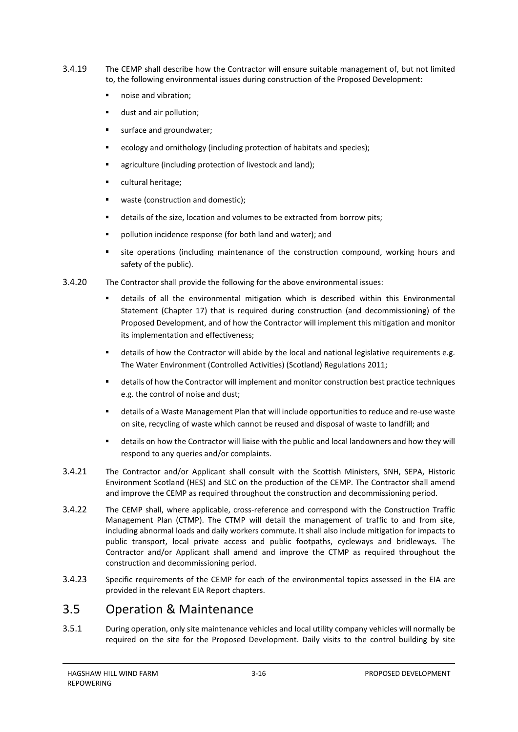3.4.19 The CEMP shall describe how the Contractor will ensure suitable management of, but not limited to, the following environmental issues during construction of the Proposed Development:

- noise and vibration;
- dust and air pollution;
- surface and groundwater;
- ecology and ornithology (including protection of habitats and species);
- agriculture (including protection of livestock and land);
- cultural heritage;
- waste (construction and domestic);
- details of the size, location and volumes to be extracted from borrow pits;
- pollution incidence response (for both land and water); and
- site operations (including maintenance of the construction compound, working hours and safety of the public).

3.4.20 The Contractor shall provide the following for the above environmental issues:

- details of all the environmental mitigation which is described within this Environmental Statement (Chapter 17) that is required during construction (and decommissioning) of the Proposed Development, and of how the Contractor will implement this mitigation and monitor its implementation and effectiveness;
- details of how the Contractor will abide by the local and national legislative requirements e.g. The Water Environment (Controlled Activities) (Scotland) Regulations 2011;
- details of how the Contractor will implement and monitor construction best practice techniques e.g. the control of noise and dust;
- details of a Waste Management Plan that will include opportunities to reduce and re-use waste on site, recycling of waste which cannot be reused and disposal of waste to landfill; and
- details on how the Contractor will liaise with the public and local landowners and how they will respond to any queries and/or complaints.

3.4.21 The Contractor and/or Applicant shall consult with the Scottish Ministers, SNH, SEPA, Historic Environment Scotland (HES) and SLC on the production of the CEMP. The Contractor shall amend and improve the CEMP as required throughout the construction and decommissioning period.

3.4.22 The CEMP shall, where applicable, cross-reference and correspond with the Construction Traffic Management Plan (CTMP). The CTMP will detail the management of traffic to and from site, including abnormal loads and daily workers commute. It shall also include mitigation for impacts to public transport, local private access and public footpaths, cycleways and bridleways. The Contractor and/or Applicant shall amend and improve the CTMP as required throughout the construction and decommissioning period.

3.4.23 Specific requirements of the CEMP for each of the environmental topics assessed in the EIA are provided in the relevant EIA Report chapters.

## 3.5 Operation & Maintenance

3.5.1 During operation, only site maintenance vehicles and local utility company vehicles will normally be required on the site for the Proposed Development. Daily visits to the control building by site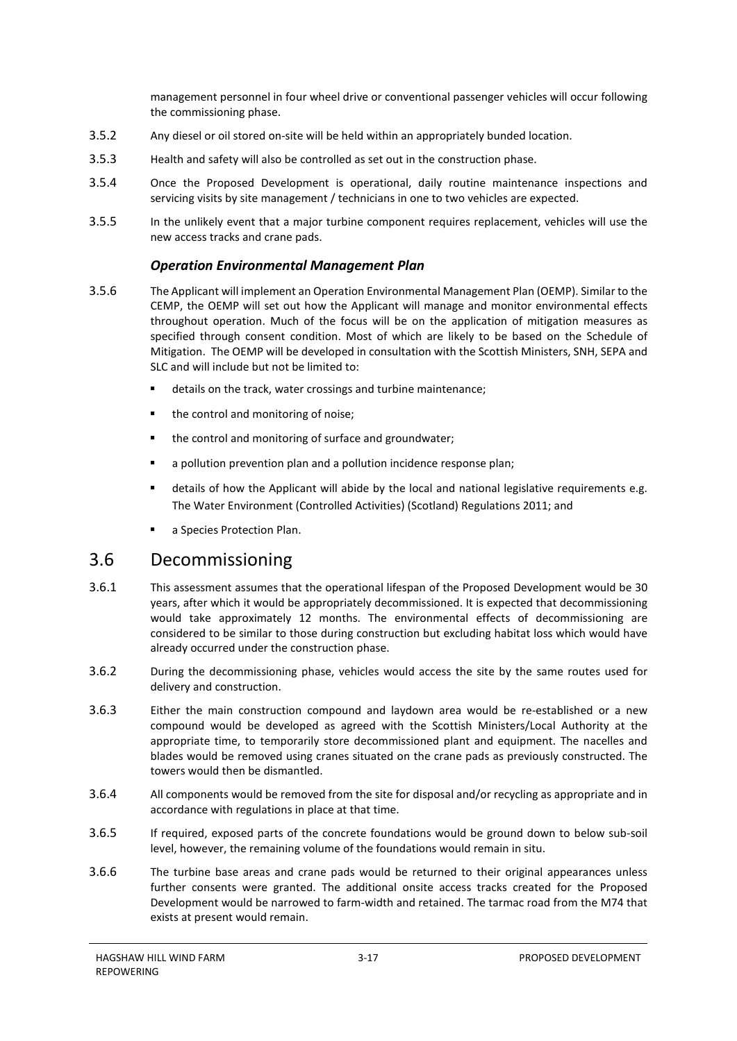management personnel in four wheel drive or conventional passenger vehicles will occur following the commissioning phase.

3.5.2 Any diesel or oil stored on-site will be held within an appropriately bunded location.

3.5.3 Health and safety will also be controlled as set out in the construction phase.

3.5.4 Once the Proposed Development is operational, daily routine maintenance inspections and servicing visits by site management / technicians in one to two vehicles are expected.

3.5.5 In the unlikely event that a major turbine component requires replacement, vehicles will use the new access tracks and crane pads.

### *Operation Environmental Management Plan*

3.5.6 The Applicant will implement an Operation Environmental Management Plan (OEMP). Similar to the CEMP, the OEMP will set out how the Applicant will manage and monitor environmental effects throughout operation. Much of the focus will be on the application of mitigation measures as specified through consent condition. Most of which are likely to be based on the Schedule of Mitigation. The OEMP will be developed in consultation with the Scottish Ministers, SNH, SEPA and SLC and will include but not be limited to:

- details on the track, water crossings and turbine maintenance;
- the control and monitoring of noise;
- the control and monitoring of surface and groundwater;
- a pollution prevention plan and a pollution incidence response plan;
- details of how the Applicant will abide by the local and national legislative requirements e.g. The Water Environment (Controlled Activities) (Scotland) Regulations 2011; and
- a Species Protection Plan.

## 3.6 Decommissioning

3.6.1 This assessment assumes that the operational lifespan of the Proposed Development would be 30 years, after which it would be appropriately decommissioned. It is expected that decommissioning would take approximately 12 months. The environmental effects of decommissioning are considered to be similar to those during construction but excluding habitat loss which would have already occurred under the construction phase.

3.6.2 During the decommissioning phase, vehicles would access the site by the same routes used for delivery and construction.

3.6.3 Either the main construction compound and laydown area would be re-established or a new compound would be developed as agreed with the Scottish Ministers/Local Authority at the appropriate time, to temporarily store decommissioned plant and equipment. The nacelles and blades would be removed using cranes situated on the crane pads as previously constructed. The towers would then be dismantled.

3.6.4 All components would be removed from the site for disposal and/or recycling as appropriate and in accordance with regulations in place at that time.

3.6.5 If required, exposed parts of the concrete foundations would be ground down to below sub-soil level, however, the remaining volume of the foundations would remain in situ.

3.6.6 The turbine base areas and crane pads would be returned to their original appearances unless further consents were granted. The additional onsite access tracks created for the Proposed Development would be narrowed to farm-width and retained. The tarmac road from the M74 that exists at present would remain.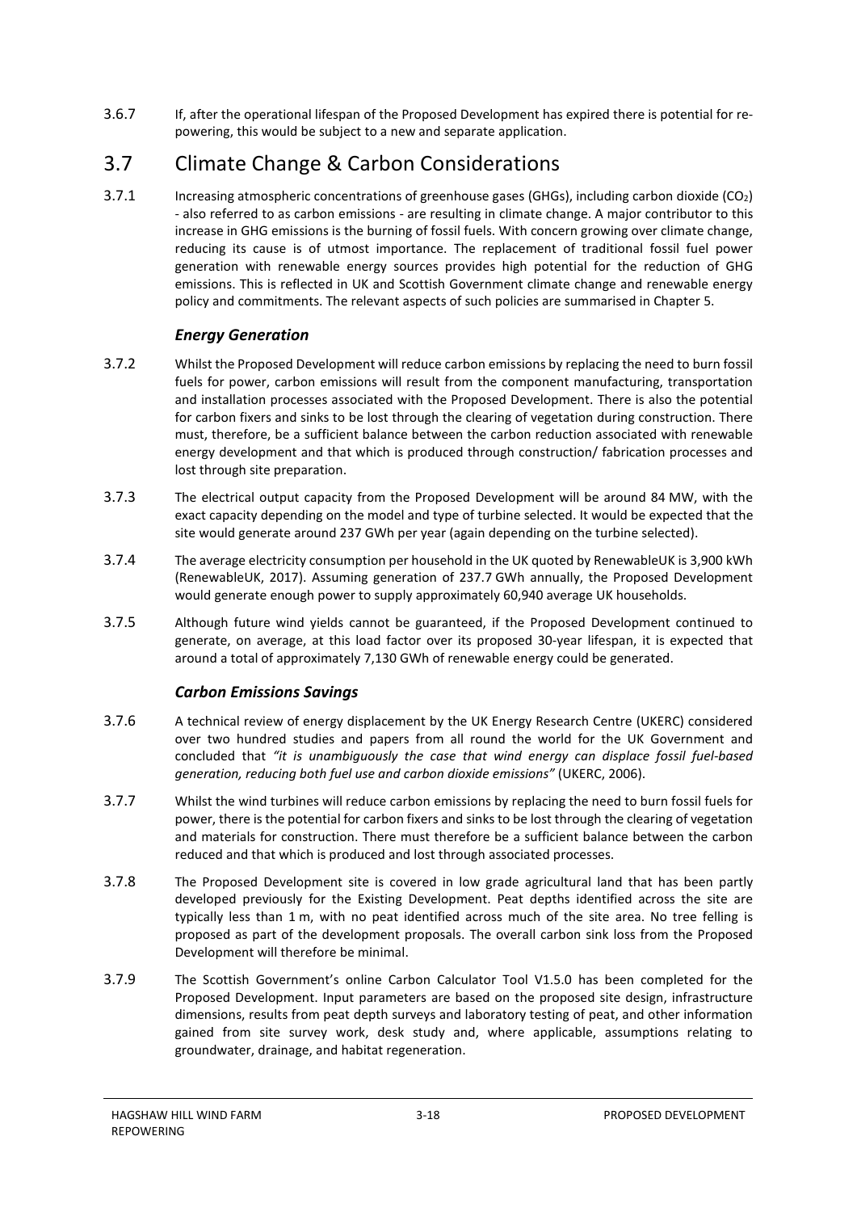3.6.7 If, after the operational lifespan of the Proposed Development has expired there is potential for re-powering, this would be subject to a new and separate application.

## 3.7 Climate Change & Carbon Considerations

3.7.1 Increasing atmospheric concentrations of greenhouse gases (GHGs), including carbon dioxide ($CO_2$) - also referred to as carbon emissions - are resulting in climate change. A major contributor to this increase in GHG emissions is the burning of fossil fuels. With concern growing over climate change, reducing its cause is of utmost importance. The replacement of traditional fossil fuel power generation with renewable energy sources provides high potential for the reduction of GHG emissions. This is reflected in UK and Scottish Government climate change and renewable energy policy and commitments. The relevant aspects of such policies are summarised in Chapter 5.

### *Energy Generation*

3.7.2 Whilst the Proposed Development will reduce carbon emissions by replacing the need to burn fossil fuels for power, carbon emissions will result from the component manufacturing, transportation and installation processes associated with the Proposed Development. There is also the potential for carbon fixers and sinks to be lost through the clearing of vegetation during construction. There must, therefore, be a sufficient balance between the carbon reduction associated with renewable energy development and that which is produced through construction/ fabrication processes and lost through site preparation.

3.7.3 The electrical output capacity from the Proposed Development will be around 84 MW, with the exact capacity depending on the model and type of turbine selected. It would be expected that the site would generate around 237 GWh per year (again depending on the turbine selected).

3.7.4 The average electricity consumption per household in the UK quoted by RenewableUK is 3,900 kWh (RenewableUK, 2017). Assuming generation of 237.7 GWh annually, the Proposed Development would generate enough power to supply approximately 60,940 average UK households.

3.7.5 Although future wind yields cannot be guaranteed, if the Proposed Development continued to generate, on average, at this load factor over its proposed 30-year lifespan, it is expected that around a total of approximately 7,130 GWh of renewable energy could be generated.

### *Carbon Emissions Savings*

3.7.6 A technical review of energy displacement by the UK Energy Research Centre (UKERC) considered over two hundred studies and papers from all round the world for the UK Government and concluded that *"it is unambiguously the case that wind energy can displace fossil fuel-based generation, reducing both fuel use and carbon dioxide emissions"* (UKERC, 2006).

3.7.7 Whilst the wind turbines will reduce carbon emissions by replacing the need to burn fossil fuels for power, there is the potential for carbon fixers and sinks to be lost through the clearing of vegetation and materials for construction. There must therefore be a sufficient balance between the carbon reduced and that which is produced and lost through associated processes.

3.7.8 The Proposed Development site is covered in low grade agricultural land that has been partly developed previously for the Existing Development. Peat depths identified across the site are typically less than 1 m, with no peat identified across much of the site area. No tree felling is proposed as part of the development proposals. The overall carbon sink loss from the Proposed Development will therefore be minimal.

3.7.9 The Scottish Government's online Carbon Calculator Tool V1.5.0 has been completed for the Proposed Development. Input parameters are based on the proposed site design, infrastructure dimensions, results from peat depth surveys and laboratory testing of peat, and other information gained from site survey work, desk study and, where applicable, assumptions relating to groundwater, drainage, and habitat regeneration.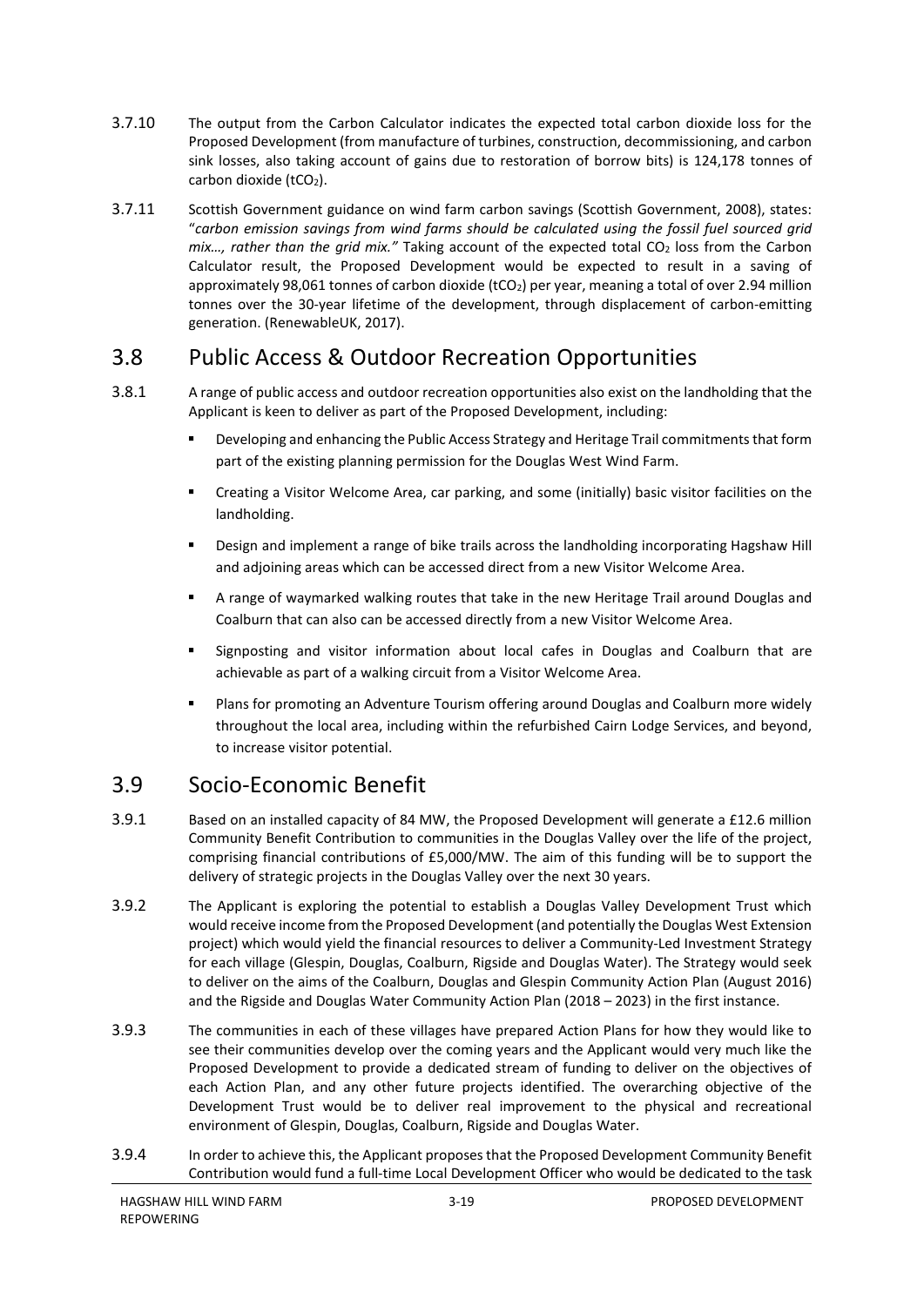3.7.10 The output from the Carbon Calculator indicates the expected total carbon dioxide loss for the Proposed Development (from manufacture of turbines, construction, decommissioning, and carbon sink losses, also taking account of gains due to restoration of borrow bits) is 124,178 tonnes of carbon dioxide ($tCO_2$).

3.7.11 Scottish Government guidance on wind farm carbon savings (Scottish Government, 2008), states: "*carbon emission savings from wind farms should be calculated using the fossil fuel sourced grid mix…, rather than the grid mix.*" Taking account of the expected total $CO_2$ loss from the Carbon Calculator result, the Proposed Development would be expected to result in a saving of approximately 98,061 tonnes of carbon dioxide ($tCO_2$) per year, meaning a total of over 2.94 million tonnes over the 30-year lifetime of the development, through displacement of carbon-emitting generation. (RenewableUK, 2017).

## 3.8 Public Access & Outdoor Recreation Opportunities

3.8.1 A range of public access and outdoor recreation opportunities also exist on the landholding that the Applicant is keen to deliver as part of the Proposed Development, including:

- Developing and enhancing the Public Access Strategy and Heritage Trail commitments that form part of the existing planning permission for the Douglas West Wind Farm.
- Creating a Visitor Welcome Area, car parking, and some (initially) basic visitor facilities on the landholding.
- Design and implement a range of bike trails across the landholding incorporating Hagshaw Hill and adjoining areas which can be accessed direct from a new Visitor Welcome Area.
- A range of waymarked walking routes that take in the new Heritage Trail around Douglas and Coalburn that can also can be accessed directly from a new Visitor Welcome Area.
- Signposting and visitor information about local cafes in Douglas and Coalburn that are achievable as part of a walking circuit from a Visitor Welcome Area.
- Plans for promoting an Adventure Tourism offering around Douglas and Coalburn more widely throughout the local area, including within the refurbished Cairn Lodge Services, and beyond, to increase visitor potential.

## 3.9 Socio-Economic Benefit

3.9.1 Based on an installed capacity of 84 MW, the Proposed Development will generate a £12.6 million Community Benefit Contribution to communities in the Douglas Valley over the life of the project, comprising financial contributions of £5,000/MW. The aim of this funding will be to support the delivery of strategic projects in the Douglas Valley over the next 30 years.

3.9.2 The Applicant is exploring the potential to establish a Douglas Valley Development Trust which would receive income from the Proposed Development (and potentially the Douglas West Extension project) which would yield the financial resources to deliver a Community-Led Investment Strategy for each village (Glespin, Douglas, Coalburn, Rigside and Douglas Water). The Strategy would seek to deliver on the aims of the Coalburn, Douglas and Glespin Community Action Plan (August 2016) and the Rigside and Douglas Water Community Action Plan (2018 – 2023) in the first instance.

3.9.3 The communities in each of these villages have prepared Action Plans for how they would like to see their communities develop over the coming years and the Applicant would very much like the Proposed Development to provide a dedicated stream of funding to deliver on the objectives of each Action Plan, and any other future projects identified. The overarching objective of the Development Trust would be to deliver real improvement to the physical and recreational environment of Glespin, Douglas, Coalburn, Rigside and Douglas Water.

3.9.4 In order to achieve this, the Applicant proposes that the Proposed Development Community Benefit Contribution would fund a full-time Local Development Officer who would be dedicated to the task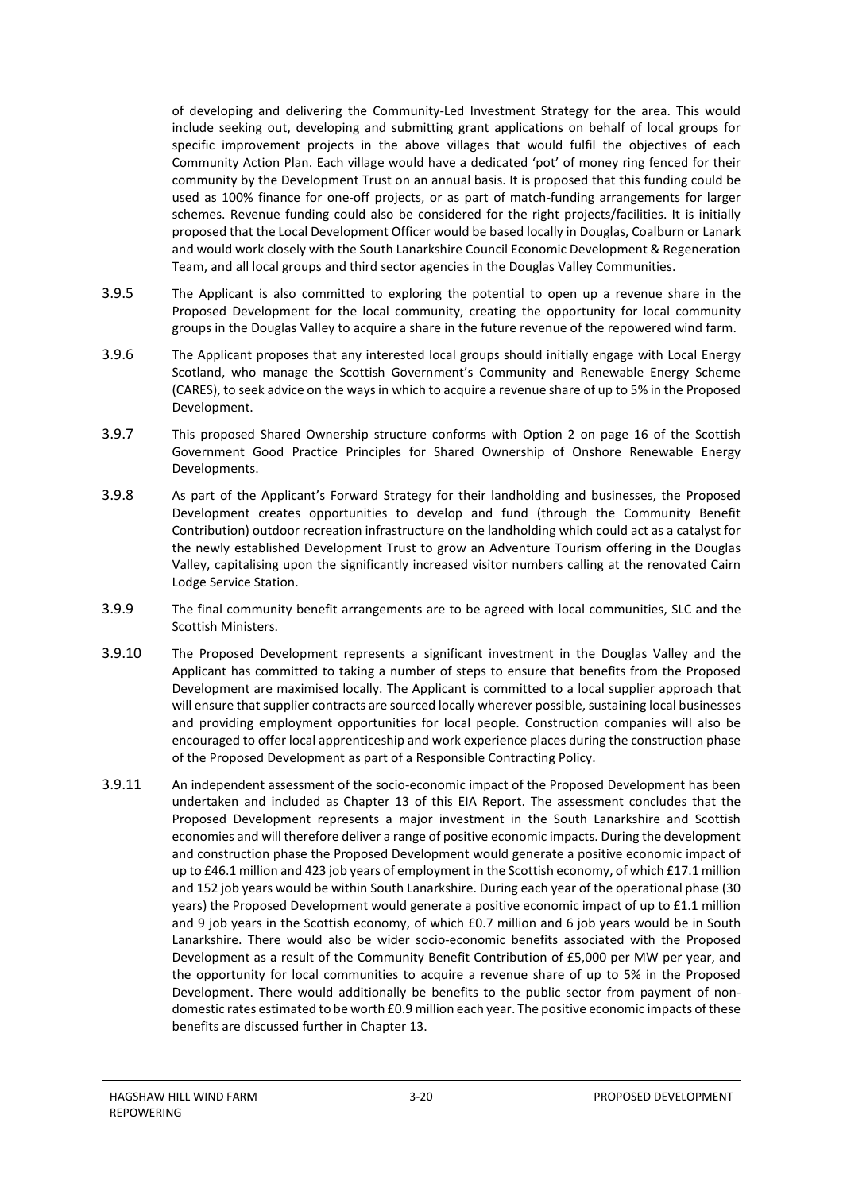of developing and delivering the Community-Led Investment Strategy for the area. This would include seeking out, developing and submitting grant applications on behalf of local groups for specific improvement projects in the above villages that would fulfil the objectives of each Community Action Plan. Each village would have a dedicated 'pot' of money ring fenced for their community by the Development Trust on an annual basis. It is proposed that this funding could be used as 100% finance for one-off projects, or as part of match-funding arrangements for larger schemes. Revenue funding could also be considered for the right projects/facilities. It is initially proposed that the Local Development Officer would be based locally in Douglas, Coalburn or Lanark and would work closely with the South Lanarkshire Council Economic Development & Regeneration Team, and all local groups and third sector agencies in the Douglas Valley Communities.

3.9.5 The Applicant is also committed to exploring the potential to open up a revenue share in the Proposed Development for the local community, creating the opportunity for local community groups in the Douglas Valley to acquire a share in the future revenue of the repowered wind farm.

3.9.6 The Applicant proposes that any interested local groups should initially engage with Local Energy Scotland, who manage the Scottish Government's Community and Renewable Energy Scheme (CARES), to seek advice on the ways in which to acquire a revenue share of up to 5% in the Proposed Development.

3.9.7 This proposed Shared Ownership structure conforms with Option 2 on page 16 of the Scottish Government Good Practice Principles for Shared Ownership of Onshore Renewable Energy Developments.

3.9.8 As part of the Applicant's Forward Strategy for their landholding and businesses, the Proposed Development creates opportunities to develop and fund (through the Community Benefit Contribution) outdoor recreation infrastructure on the landholding which could act as a catalyst for the newly established Development Trust to grow an Adventure Tourism offering in the Douglas Valley, capitalising upon the significantly increased visitor numbers calling at the renovated Cairn Lodge Service Station.

3.9.9 The final community benefit arrangements are to be agreed with local communities, SLC and the Scottish Ministers.

3.9.10 The Proposed Development represents a significant investment in the Douglas Valley and the Applicant has committed to taking a number of steps to ensure that benefits from the Proposed Development are maximised locally. The Applicant is committed to a local supplier approach that will ensure that supplier contracts are sourced locally wherever possible, sustaining local businesses and providing employment opportunities for local people. Construction companies will also be encouraged to offer local apprenticeship and work experience places during the construction phase of the Proposed Development as part of a Responsible Contracting Policy.

3.9.11 An independent assessment of the socio-economic impact of the Proposed Development has been undertaken and included as Chapter 13 of this EIA Report. The assessment concludes that the Proposed Development represents a major investment in the South Lanarkshire and Scottish economies and will therefore deliver a range of positive economic impacts. During the development and construction phase the Proposed Development would generate a positive economic impact of up to £46.1 million and 423 job years of employment in the Scottish economy, of which £17.1 million and 152 job years would be within South Lanarkshire. During each year of the operational phase (30 years) the Proposed Development would generate a positive economic impact of up to £1.1 million and 9 job years in the Scottish economy, of which £0.7 million and 6 job years would be in South Lanarkshire. There would also be wider socio-economic benefits associated with the Proposed Development as a result of the Community Benefit Contribution of £5,000 per MW per year, and the opportunity for local communities to acquire a revenue share of up to 5% in the Proposed Development. There would additionally be benefits to the public sector from payment of non-domestic rates estimated to be worth £0.9 million each year. The positive economic impacts of these benefits are discussed further in Chapter 13.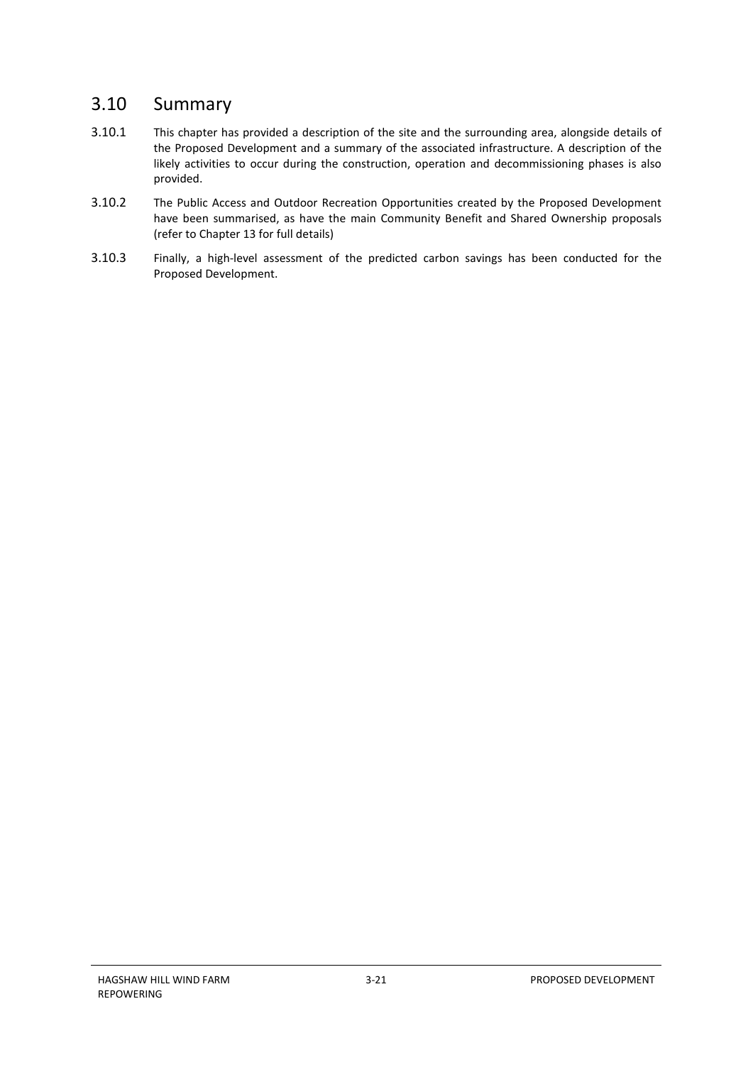## 3.10 Summary

3.10.1 This chapter has provided a description of the site and the surrounding area, alongside details of the Proposed Development and a summary of the associated infrastructure. A description of the likely activities to occur during the construction, operation and decommissioning phases is also provided.

3.10.2 The Public Access and Outdoor Recreation Opportunities created by the Proposed Development have been summarised, as have the main Community Benefit and Shared Ownership proposals (refer to Chapter 13 for full details)

3.10.3 Finally, a high-level assessment of the predicted carbon savings has been conducted for the Proposed Development.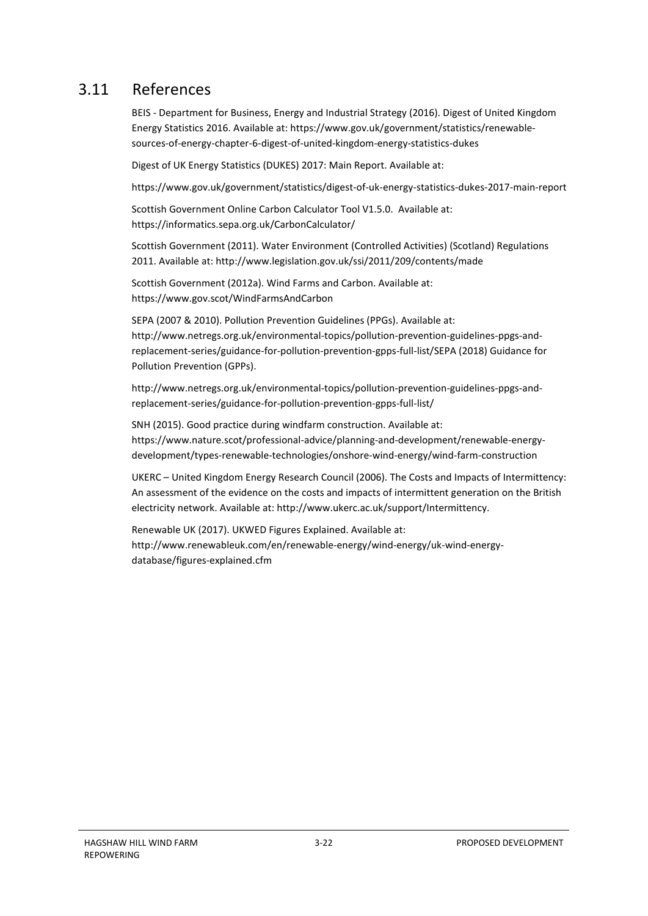## 3.11 References

BEIS - Department for Business, Energy and Industrial Strategy (2016). Digest of United Kingdom Energy Statistics 2016. Available at: https://www.gov.uk/government/statistics/renewable-sources-of-energy-chapter-6-digest-of-united-kingdom-energy-statistics-dukes

Digest of UK Energy Statistics (DUKES) 2017: Main Report. Available at:

https://www.gov.uk/government/statistics/digest-of-uk-energy-statistics-dukes-2017-main-report

Scottish Government Online Carbon Calculator Tool V1.5.0. Available at: https://informatics.sepa.org.uk/CarbonCalculator/

Scottish Government (2011). Water Environment (Controlled Activities) (Scotland) Regulations 2011. Available at: http://www.legislation.gov.uk/ssi/2011/209/contents/made

Scottish Government (2012a). Wind Farms and Carbon. Available at: https://www.gov.scot/WindFarmsAndCarbon

SEPA (2007 & 2010). Pollution Prevention Guidelines (PPGs). Available at: http://www.netregs.org.uk/environmental-topics/pollution-prevention-guidelines-ppgs-and-replacement-series/guidance-for-pollution-prevention-gpps-full-list/SEPA (2018) Guidance for Pollution Prevention (GPPs).

http://www.netregs.org.uk/environmental-topics/pollution-prevention-guidelines-ppgs-and-replacement-series/guidance-for-pollution-prevention-gpps-full-list/

SNH (2015). Good practice during windfarm construction. Available at: https://www.nature.scot/professional-advice/planning-and-development/renewable-energy-development/types-renewable-technologies/onshore-wind-energy/wind-farm-construction

UKERC – United Kingdom Energy Research Council (2006). The Costs and Impacts of Intermittency: An assessment of the evidence on the costs and impacts of intermittent generation on the British electricity network. Available at: http://www.ukerc.ac.uk/support/Intermittency.

Renewable UK (2017). UKWED Figures Explained. Available at: http://www.renewableuk.com/en/renewable-energy/wind-energy/uk-wind-energy-database/figures-explained.cfm